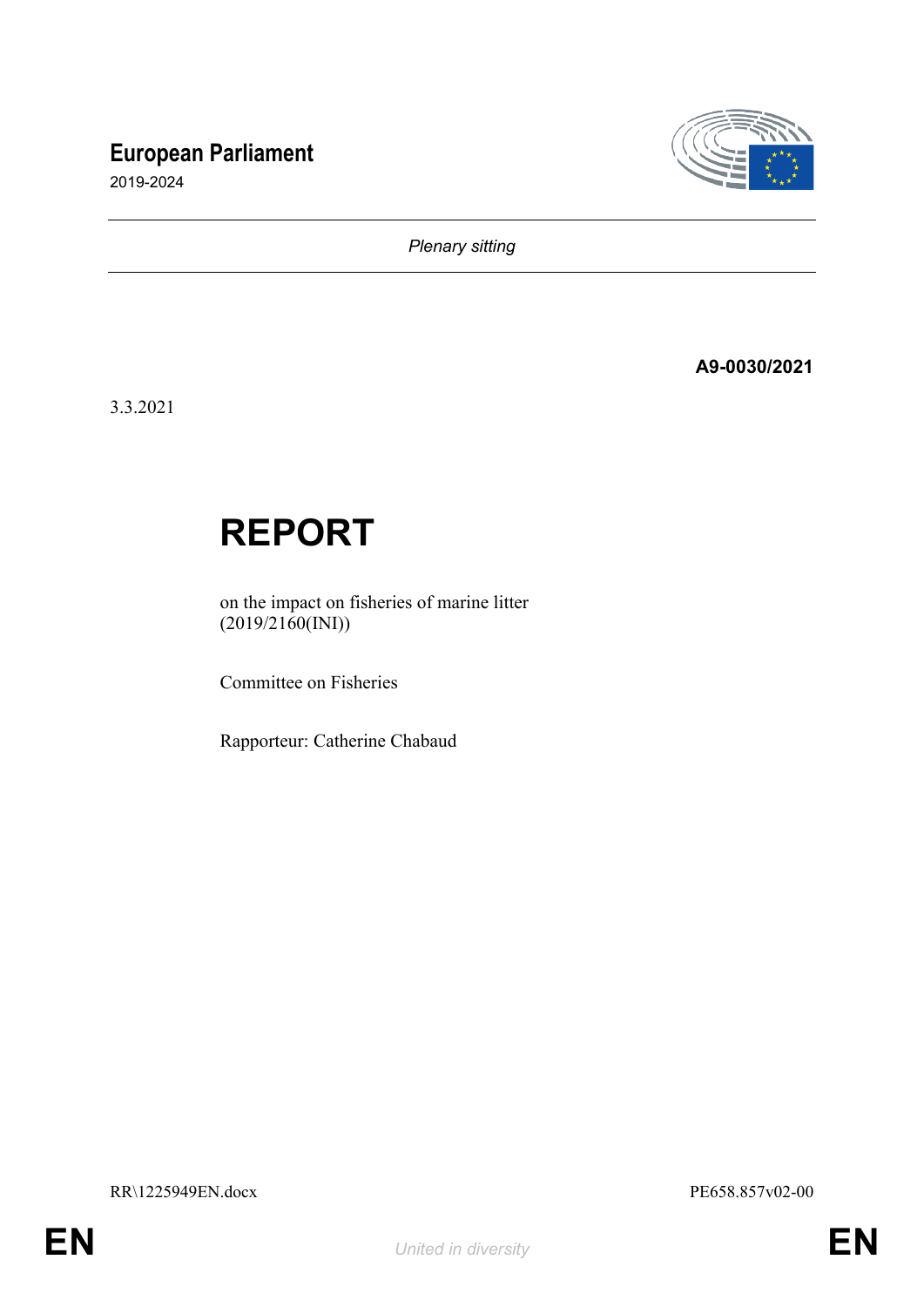**European Parliament**

2019-2024

*Plenary sitting*

**A9-0030/2021**

3.3.2021

# REPORT

on the impact on fisheries of marine litter
(2019/2160(INI))

Committee on Fisheries

Rapporteur: Catherine Chabaud

RR\1225949EN.docx

PE658.857v02-00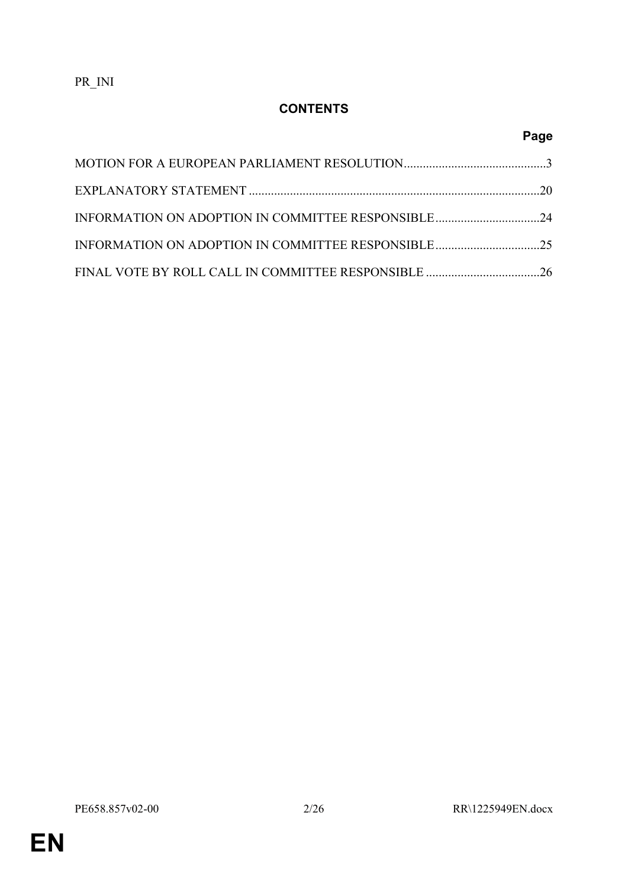PR_INI

## CONTENTS

| | Page |
|---|---|
| MOTION FOR A EUROPEAN PARLIAMENT RESOLUTION | 3 |
| EXPLANATORY STATEMENT | 20 |
| INFORMATION ON ADOPTION IN COMMITTEE RESPONSIBLE | 24 |
| INFORMATION ON ADOPTION IN COMMITTEE RESPONSIBLE | 25 |
| FINAL VOTE BY ROLL CALL IN COMMITTEE RESPONSIBLE | 26 |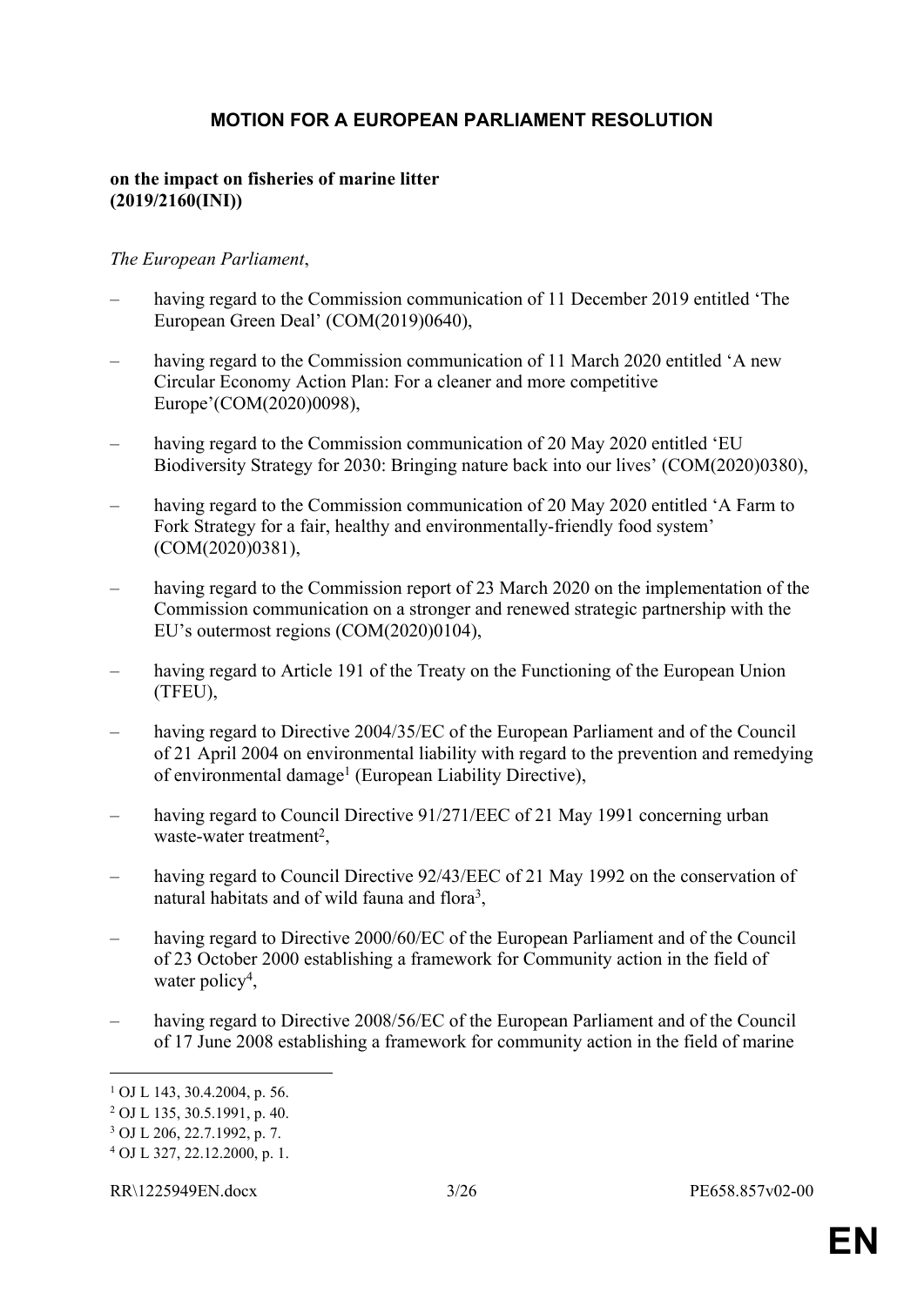# MOTION FOR A EUROPEAN PARLIAMENT RESOLUTION

**on the impact on fisheries of marine litter**
**(2019/2160(INI))**

*The European Parliament*,

– having regard to the Commission communication of 11 December 2019 entitled 'The European Green Deal' (COM(2019)0640),

– having regard to the Commission communication of 11 March 2020 entitled 'A new Circular Economy Action Plan: For a cleaner and more competitive Europe'(COM(2020)0098),

– having regard to the Commission communication of 20 May 2020 entitled 'EU Biodiversity Strategy for 2030: Bringing nature back into our lives' (COM(2020)0380),

– having regard to the Commission communication of 20 May 2020 entitled 'A Farm to Fork Strategy for a fair, healthy and environmentally-friendly food system' (COM(2020)0381),

– having regard to the Commission report of 23 March 2020 on the implementation of the Commission communication on a stronger and renewed strategic partnership with the EU's outermost regions (COM(2020)0104),

– having regard to Article 191 of the Treaty on the Functioning of the European Union (TFEU),

– having regard to Directive 2004/35/EC of the European Parliament and of the Council of 21 April 2004 on environmental liability with regard to the prevention and remedying of environmental damage[1] (European Liability Directive),

– having regard to Council Directive 91/271/EEC of 21 May 1991 concerning urban waste-water treatment[2],

– having regard to Council Directive 92/43/EEC of 21 May 1992 on the conservation of natural habitats and of wild fauna and flora[3],

– having regard to Directive 2000/60/EC of the European Parliament and of the Council of 23 October 2000 establishing a framework for Community action in the field of water policy[4],

– having regard to Directive 2008/56/EC of the European Parliament and of the Council of 17 June 2008 establishing a framework for community action in the field of marine

---

[1] OJ L 143, 30.4.2004, p. 56.
[2] OJ L 135, 30.5.1991, p. 40.
[3] OJ L 206, 22.7.1992, p. 7.
[4] OJ L 327, 22.12.2000, p. 1.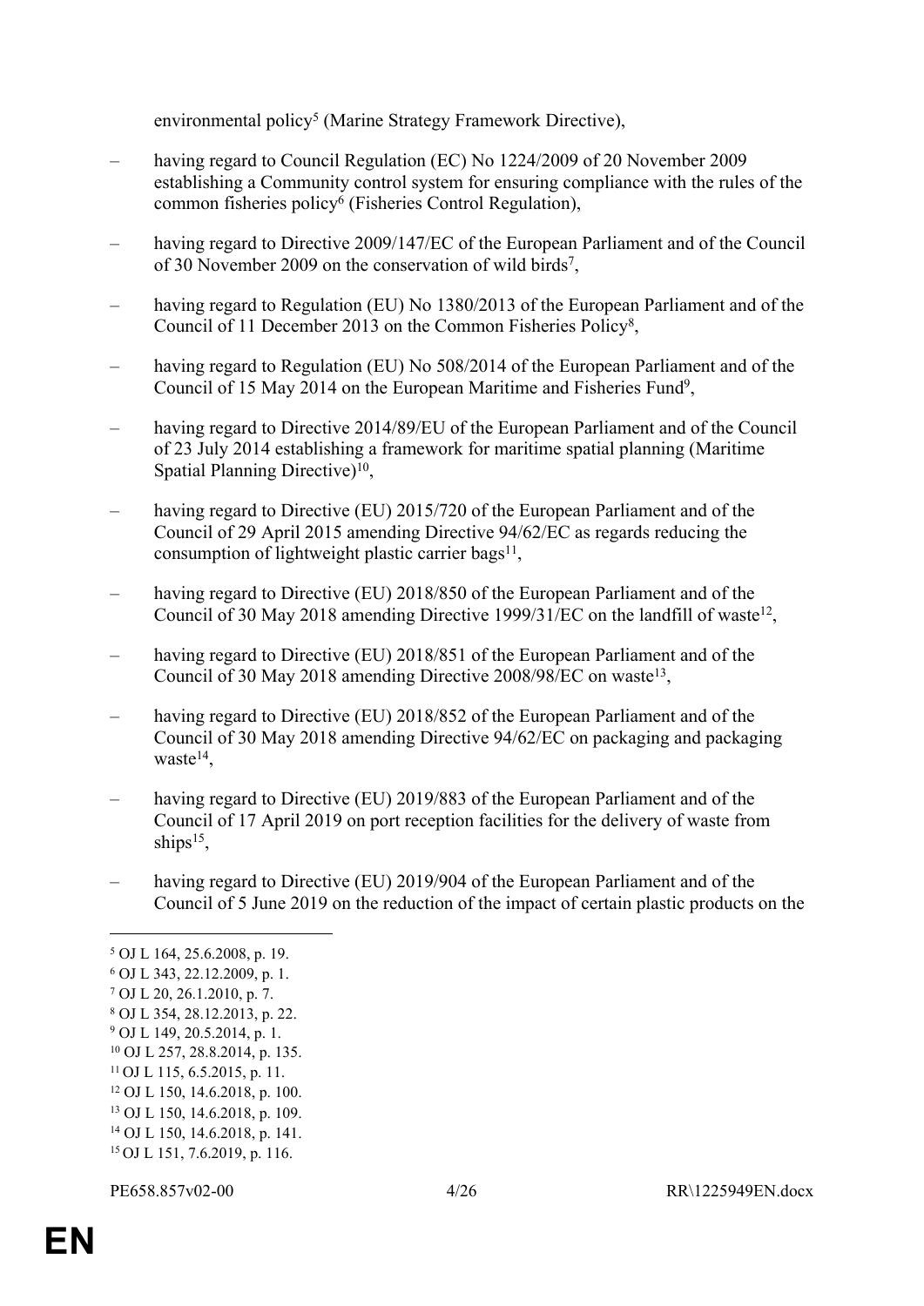environmental policy[5] (Marine Strategy Framework Directive),

– having regard to Council Regulation (EC) No 1224/2009 of 20 November 2009 establishing a Community control system for ensuring compliance with the rules of the common fisheries policy[6] (Fisheries Control Regulation),

– having regard to Directive 2009/147/EC of the European Parliament and of the Council of 30 November 2009 on the conservation of wild birds[7],

– having regard to Regulation (EU) No 1380/2013 of the European Parliament and of the Council of 11 December 2013 on the Common Fisheries Policy[8],

– having regard to Regulation (EU) No 508/2014 of the European Parliament and of the Council of 15 May 2014 on the European Maritime and Fisheries Fund[9],

– having regard to Directive 2014/89/EU of the European Parliament and of the Council of 23 July 2014 establishing a framework for maritime spatial planning (Maritime Spatial Planning Directive)[10],

– having regard to Directive (EU) 2015/720 of the European Parliament and of the Council of 29 April 2015 amending Directive 94/62/EC as regards reducing the consumption of lightweight plastic carrier bags[11],

– having regard to Directive (EU) 2018/850 of the European Parliament and of the Council of 30 May 2018 amending Directive 1999/31/EC on the landfill of waste[12],

– having regard to Directive (EU) 2018/851 of the European Parliament and of the Council of 30 May 2018 amending Directive 2008/98/EC on waste[13],

– having regard to Directive (EU) 2018/852 of the European Parliament and of the Council of 30 May 2018 amending Directive 94/62/EC on packaging and packaging waste[14],

– having regard to Directive (EU) 2019/883 of the European Parliament and of the Council of 17 April 2019 on port reception facilities for the delivery of waste from ships[15],

– having regard to Directive (EU) 2019/904 of the European Parliament and of the Council of 5 June 2019 on the reduction of the impact of certain plastic products on the

---

[5] OJ L 164, 25.6.2008, p. 19.
[6] OJ L 343, 22.12.2009, p. 1.
[7] OJ L 20, 26.1.2010, p. 7.
[8] OJ L 354, 28.12.2013, p. 22.
[9] OJ L 149, 20.5.2014, p. 1.
[10] OJ L 257, 28.8.2014, p. 135.
[11] OJ L 115, 6.5.2015, p. 11.
[12] OJ L 150, 14.6.2018, p. 100.
[13] OJ L 150, 14.6.2018, p. 109.
[14] OJ L 150, 14.6.2018, p. 141.
[15] OJ L 151, 7.6.2019, p. 116.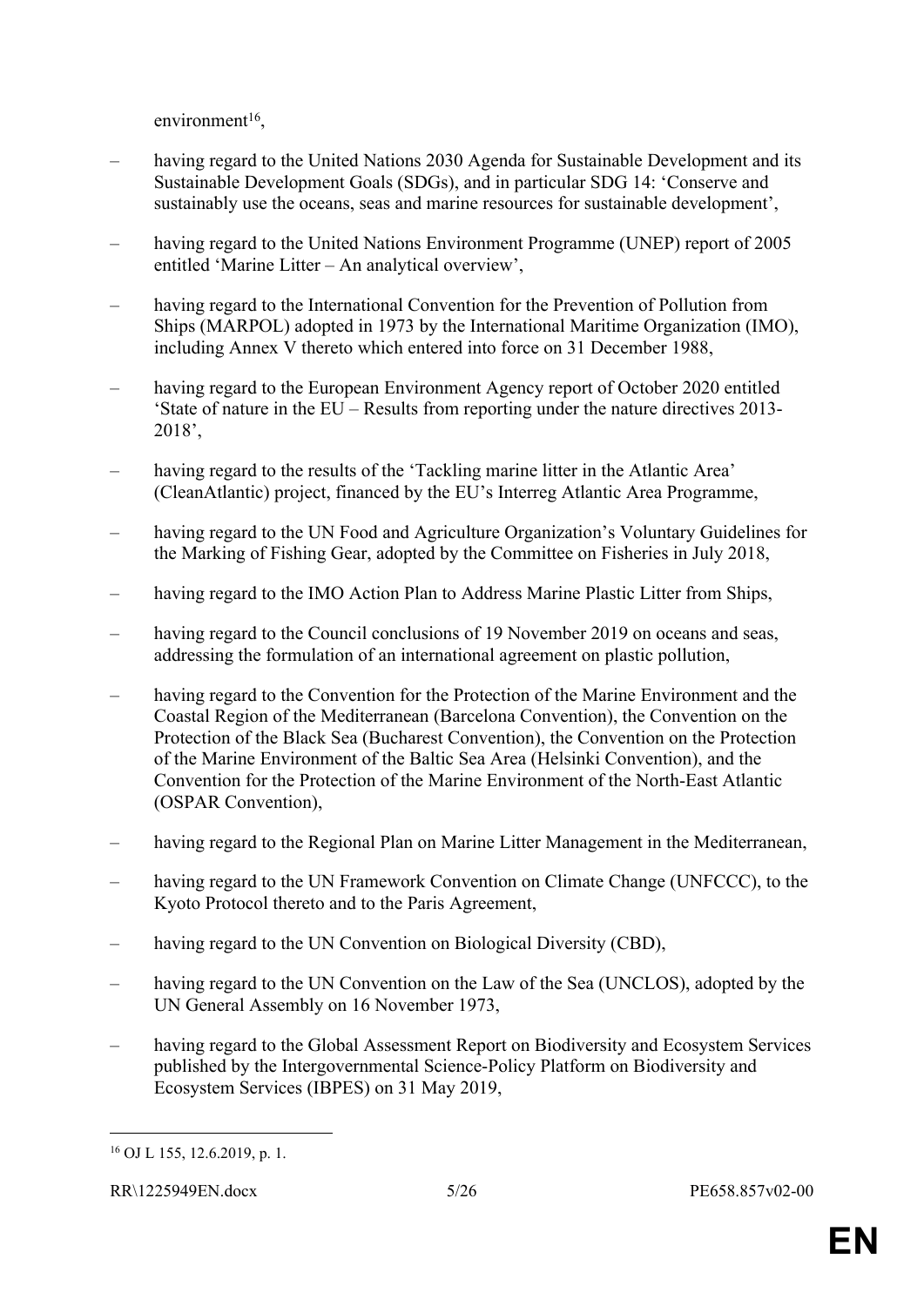environment[16],

– having regard to the United Nations 2030 Agenda for Sustainable Development and its Sustainable Development Goals (SDGs), and in particular SDG 14: 'Conserve and sustainably use the oceans, seas and marine resources for sustainable development',

– having regard to the United Nations Environment Programme (UNEP) report of 2005 entitled 'Marine Litter – An analytical overview',

– having regard to the International Convention for the Prevention of Pollution from Ships (MARPOL) adopted in 1973 by the International Maritime Organization (IMO), including Annex V thereto which entered into force on 31 December 1988,

– having regard to the European Environment Agency report of October 2020 entitled 'State of nature in the EU – Results from reporting under the nature directives 2013-2018',

– having regard to the results of the 'Tackling marine litter in the Atlantic Area' (CleanAtlantic) project, financed by the EU's Interreg Atlantic Area Programme,

– having regard to the UN Food and Agriculture Organization's Voluntary Guidelines for the Marking of Fishing Gear, adopted by the Committee on Fisheries in July 2018,

– having regard to the IMO Action Plan to Address Marine Plastic Litter from Ships,

– having regard to the Council conclusions of 19 November 2019 on oceans and seas, addressing the formulation of an international agreement on plastic pollution,

– having regard to the Convention for the Protection of the Marine Environment and the Coastal Region of the Mediterranean (Barcelona Convention), the Convention on the Protection of the Black Sea (Bucharest Convention), the Convention on the Protection of the Marine Environment of the Baltic Sea Area (Helsinki Convention), and the Convention for the Protection of the Marine Environment of the North-East Atlantic (OSPAR Convention),

– having regard to the Regional Plan on Marine Litter Management in the Mediterranean,

– having regard to the UN Framework Convention on Climate Change (UNFCCC), to the Kyoto Protocol thereto and to the Paris Agreement,

– having regard to the UN Convention on Biological Diversity (CBD),

– having regard to the UN Convention on the Law of the Sea (UNCLOS), adopted by the UN General Assembly on 16 November 1973,

– having regard to the Global Assessment Report on Biodiversity and Ecosystem Services published by the Intergovernmental Science-Policy Platform on Biodiversity and Ecosystem Services (IBPES) on 31 May 2019,

---

[16] OJ L 155, 12.6.2019, p. 1.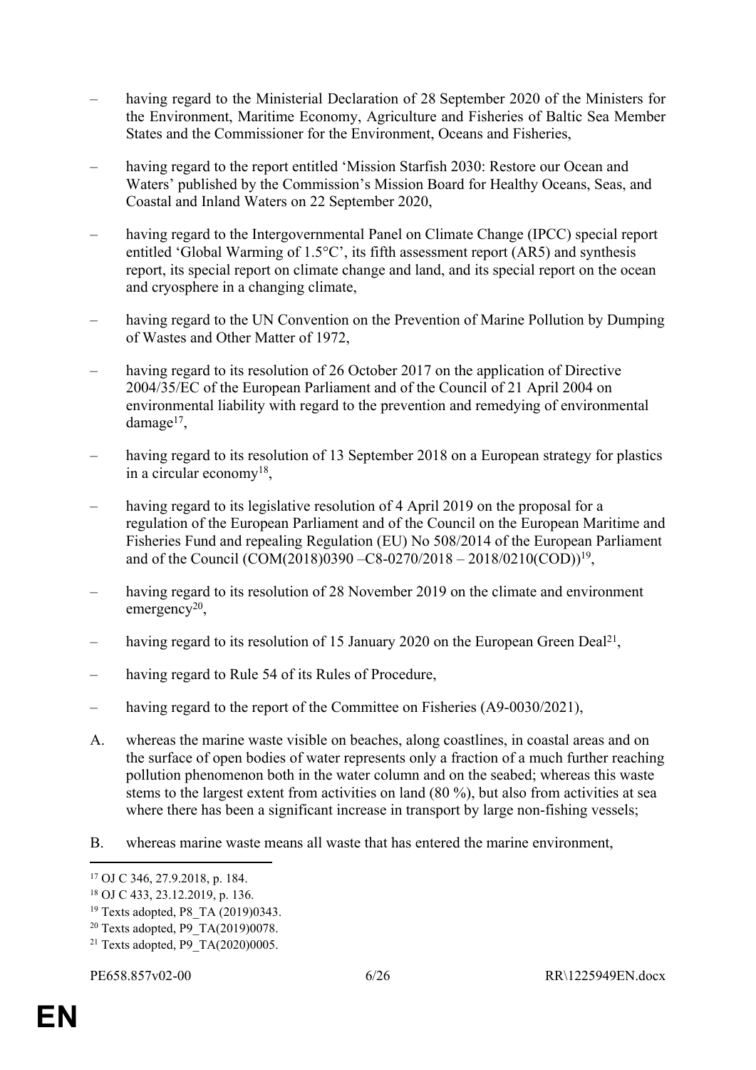– having regard to the Ministerial Declaration of 28 September 2020 of the Ministers for the Environment, Maritime Economy, Agriculture and Fisheries of Baltic Sea Member States and the Commissioner for the Environment, Oceans and Fisheries,

– having regard to the report entitled 'Mission Starfish 2030: Restore our Ocean and Waters' published by the Commission's Mission Board for Healthy Oceans, Seas, and Coastal and Inland Waters on 22 September 2020,

– having regard to the Intergovernmental Panel on Climate Change (IPCC) special report entitled 'Global Warming of 1.5°C', its fifth assessment report (AR5) and synthesis report, its special report on climate change and land, and its special report on the ocean and cryosphere in a changing climate,

– having regard to the UN Convention on the Prevention of Marine Pollution by Dumping of Wastes and Other Matter of 1972,

– having regard to its resolution of 26 October 2017 on the application of Directive 2004/35/EC of the European Parliament and of the Council of 21 April 2004 on environmental liability with regard to the prevention and remedying of environmental damage[17],

– having regard to its resolution of 13 September 2018 on a European strategy for plastics in a circular economy[18],

– having regard to its legislative resolution of 4 April 2019 on the proposal for a regulation of the European Parliament and of the Council on the European Maritime and Fisheries Fund and repealing Regulation (EU) No 508/2014 of the European Parliament and of the Council (COM(2018)0390 –C8-0270/2018 – 2018/0210(COD))[19],

– having regard to its resolution of 28 November 2019 on the climate and environment emergency[20],

– having regard to its resolution of 15 January 2020 on the European Green Deal[21],

– having regard to Rule 54 of its Rules of Procedure,

– having regard to the report of the Committee on Fisheries (A9-0030/2021),

A. whereas the marine waste visible on beaches, along coastlines, in coastal areas and on the surface of open bodies of water represents only a fraction of a much further reaching pollution phenomenon both in the water column and on the seabed; whereas this waste stems to the largest extent from activities on land (80 %), but also from activities at sea where there has been a significant increase in transport by large non-fishing vessels;

B. whereas marine waste means all waste that has entered the marine environment,

---

[17] OJ C 346, 27.9.2018, p. 184.
[18] OJ C 433, 23.12.2019, p. 136.
[19] Texts adopted, P8_TA (2019)0343.
[20] Texts adopted, P9_TA(2019)0078.
[21] Texts adopted, P9_TA(2020)0005.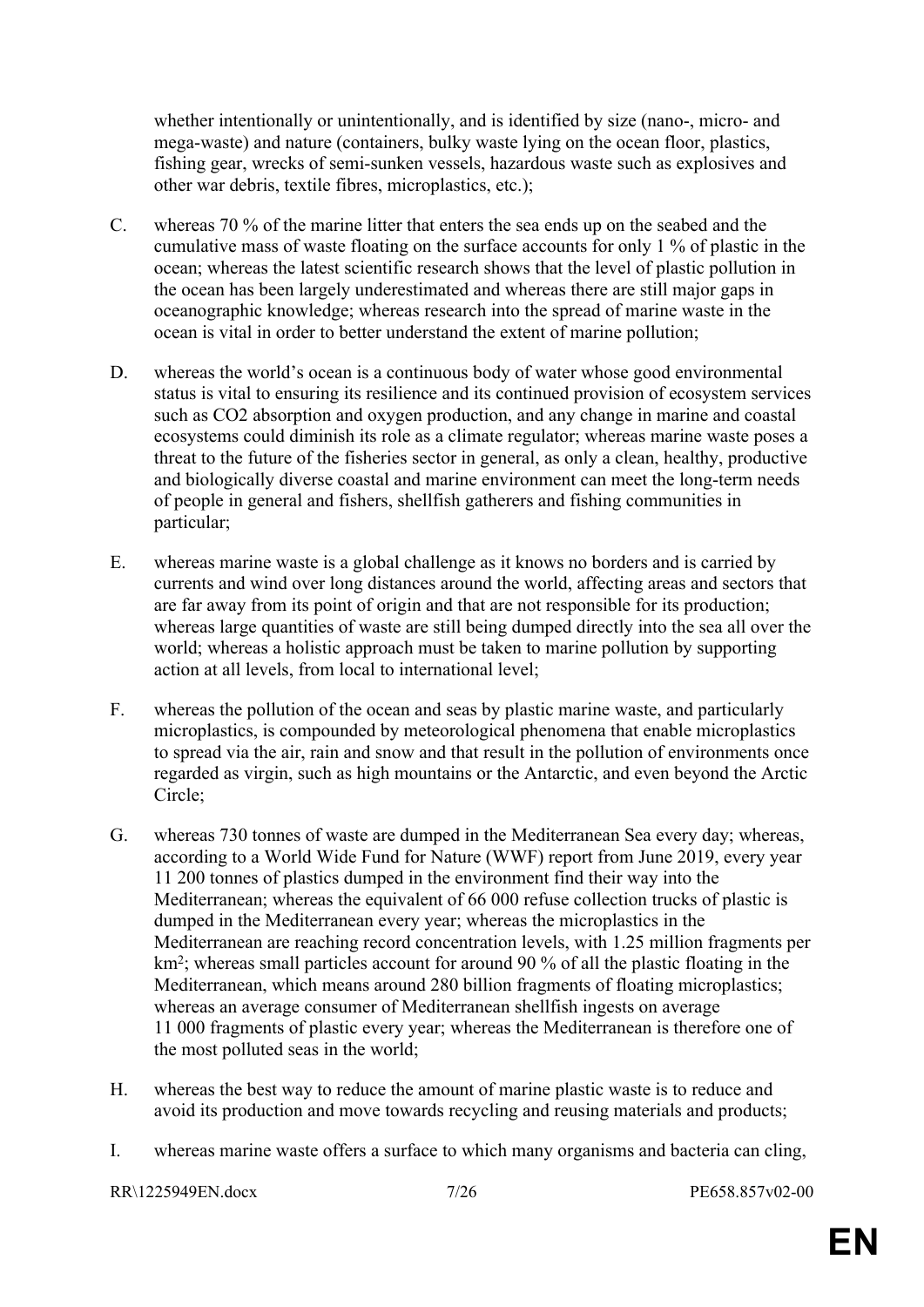whether intentionally or unintentionally, and is identified by size (nano-, micro- and mega-waste) and nature (containers, bulky waste lying on the ocean floor, plastics, fishing gear, wrecks of semi-sunken vessels, hazardous waste such as explosives and other war debris, textile fibres, microplastics, etc.);

C. whereas 70 % of the marine litter that enters the sea ends up on the seabed and the cumulative mass of waste floating on the surface accounts for only 1 % of plastic in the ocean; whereas the latest scientific research shows that the level of plastic pollution in the ocean has been largely underestimated and whereas there are still major gaps in oceanographic knowledge; whereas research into the spread of marine waste in the ocean is vital in order to better understand the extent of marine pollution;

D. whereas the world's ocean is a continuous body of water whose good environmental status is vital to ensuring its resilience and its continued provision of ecosystem services such as $CO_2$ absorption and oxygen production, and any change in marine and coastal ecosystems could diminish its role as a climate regulator; whereas marine waste poses a threat to the future of the fisheries sector in general, as only a clean, healthy, productive and biologically diverse coastal and marine environment can meet the long-term needs of people in general and fishers, shellfish gatherers and fishing communities in particular;

E. whereas marine waste is a global challenge as it knows no borders and is carried by currents and wind over long distances around the world, affecting areas and sectors that are far away from its point of origin and that are not responsible for its production; whereas large quantities of waste are still being dumped directly into the sea all over the world; whereas a holistic approach must be taken to marine pollution by supporting action at all levels, from local to international level;

F. whereas the pollution of the ocean and seas by plastic marine waste, and particularly microplastics, is compounded by meteorological phenomena that enable microplastics to spread via the air, rain and snow and that result in the pollution of environments once regarded as virgin, such as high mountains or the Antarctic, and even beyond the Arctic Circle;

G. whereas 730 tonnes of waste are dumped in the Mediterranean Sea every day; whereas, according to a World Wide Fund for Nature (WWF) report from June 2019, every year 11 200 tonnes of plastics dumped in the environment find their way into the Mediterranean; whereas the equivalent of 66 000 refuse collection trucks of plastic is dumped in the Mediterranean every year; whereas the microplastics in the Mediterranean are reaching record concentration levels, with 1.25 million fragments per $km^2$; whereas small particles account for around 90 % of all the plastic floating in the Mediterranean, which means around 280 billion fragments of floating microplastics; whereas an average consumer of Mediterranean shellfish ingests on average 11 000 fragments of plastic every year; whereas the Mediterranean is therefore one of the most polluted seas in the world;

H. whereas the best way to reduce the amount of marine plastic waste is to reduce and avoid its production and move towards recycling and reusing materials and products;

I. whereas marine waste offers a surface to which many organisms and bacteria can cling,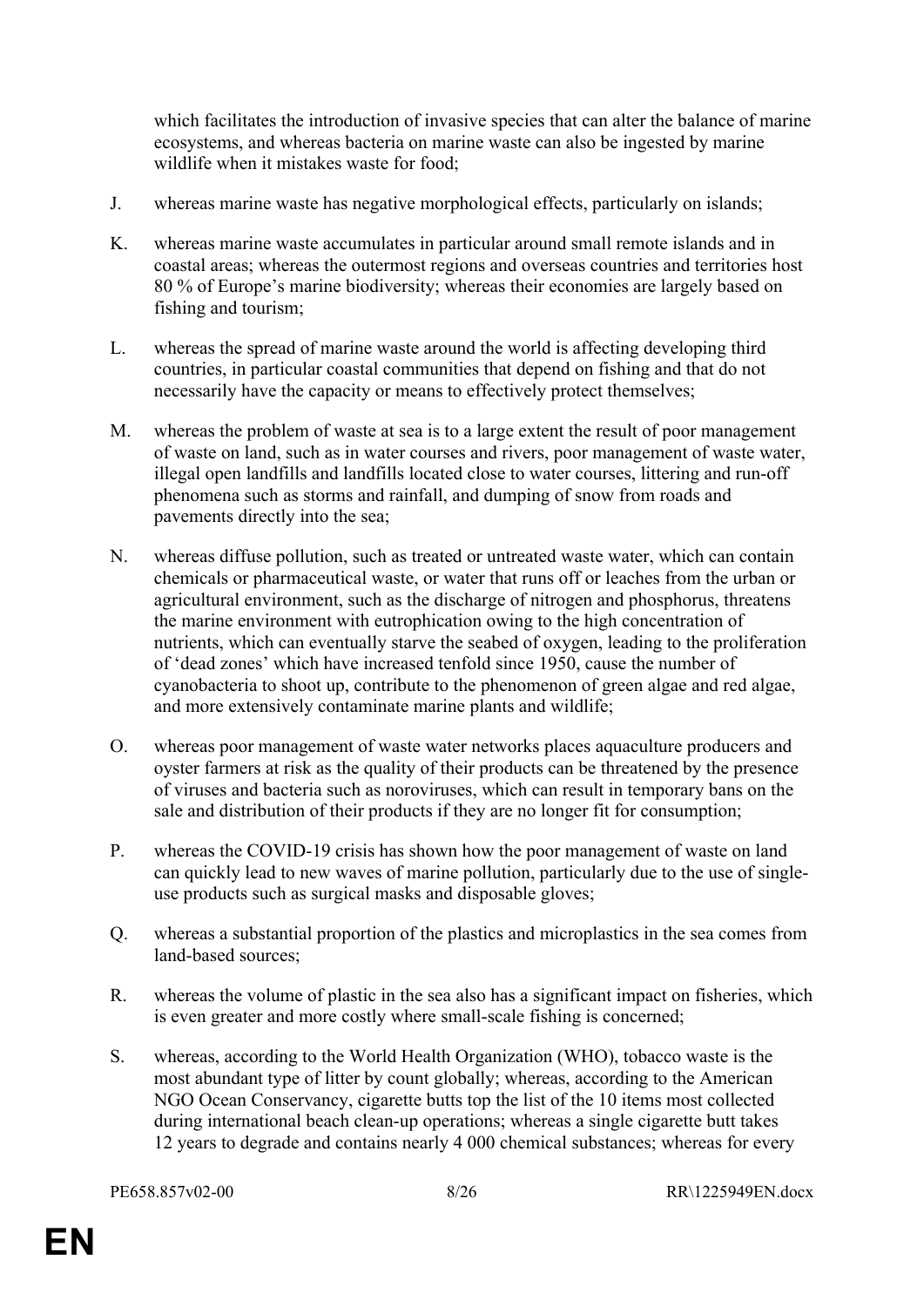which facilitates the introduction of invasive species that can alter the balance of marine ecosystems, and whereas bacteria on marine waste can also be ingested by marine wildlife when it mistakes waste for food;

J. whereas marine waste has negative morphological effects, particularly on islands;

K. whereas marine waste accumulates in particular around small remote islands and in coastal areas; whereas the outermost regions and overseas countries and territories host 80 % of Europe's marine biodiversity; whereas their economies are largely based on fishing and tourism;

L. whereas the spread of marine waste around the world is affecting developing third countries, in particular coastal communities that depend on fishing and that do not necessarily have the capacity or means to effectively protect themselves;

M. whereas the problem of waste at sea is to a large extent the result of poor management of waste on land, such as in water courses and rivers, poor management of waste water, illegal open landfills and landfills located close to water courses, littering and run-off phenomena such as storms and rainfall, and dumping of snow from roads and pavements directly into the sea;

N. whereas diffuse pollution, such as treated or untreated waste water, which can contain chemicals or pharmaceutical waste, or water that runs off or leaches from the urban or agricultural environment, such as the discharge of nitrogen and phosphorus, threatens the marine environment with eutrophication owing to the high concentration of nutrients, which can eventually starve the seabed of oxygen, leading to the proliferation of 'dead zones' which have increased tenfold since 1950, cause the number of cyanobacteria to shoot up, contribute to the phenomenon of green algae and red algae, and more extensively contaminate marine plants and wildlife;

O. whereas poor management of waste water networks places aquaculture producers and oyster farmers at risk as the quality of their products can be threatened by the presence of viruses and bacteria such as noroviruses, which can result in temporary bans on the sale and distribution of their products if they are no longer fit for consumption;

P. whereas the COVID-19 crisis has shown how the poor management of waste on land can quickly lead to new waves of marine pollution, particularly due to the use of single-use products such as surgical masks and disposable gloves;

Q. whereas a substantial proportion of the plastics and microplastics in the sea comes from land-based sources;

R. whereas the volume of plastic in the sea also has a significant impact on fisheries, which is even greater and more costly where small-scale fishing is concerned;

S. whereas, according to the World Health Organization (WHO), tobacco waste is the most abundant type of litter by count globally; whereas, according to the American NGO Ocean Conservancy, cigarette butts top the list of the 10 items most collected during international beach clean-up operations; whereas a single cigarette butt takes 12 years to degrade and contains nearly 4 000 chemical substances; whereas for every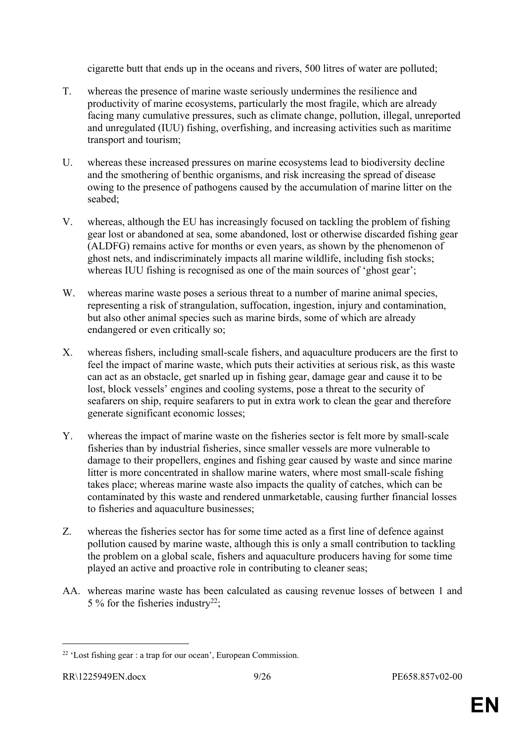cigarette butt that ends up in the oceans and rivers, 500 litres of water are polluted;

T. whereas the presence of marine waste seriously undermines the resilience and productivity of marine ecosystems, particularly the most fragile, which are already facing many cumulative pressures, such as climate change, pollution, illegal, unreported and unregulated (IUU) fishing, overfishing, and increasing activities such as maritime transport and tourism;

U. whereas these increased pressures on marine ecosystems lead to biodiversity decline and the smothering of benthic organisms, and risk increasing the spread of disease owing to the presence of pathogens caused by the accumulation of marine litter on the seabed;

V. whereas, although the EU has increasingly focused on tackling the problem of fishing gear lost or abandoned at sea, some abandoned, lost or otherwise discarded fishing gear (ALDFG) remains active for months or even years, as shown by the phenomenon of ghost nets, and indiscriminately impacts all marine wildlife, including fish stocks; whereas IUU fishing is recognised as one of the main sources of 'ghost gear';

W. whereas marine waste poses a serious threat to a number of marine animal species, representing a risk of strangulation, suffocation, ingestion, injury and contamination, but also other animal species such as marine birds, some of which are already endangered or even critically so;

X. whereas fishers, including small-scale fishers, and aquaculture producers are the first to feel the impact of marine waste, which puts their activities at serious risk, as this waste can act as an obstacle, get snarled up in fishing gear, damage gear and cause it to be lost, block vessels' engines and cooling systems, pose a threat to the security of seafarers on ship, require seafarers to put in extra work to clean the gear and therefore generate significant economic losses;

Y. whereas the impact of marine waste on the fisheries sector is felt more by small-scale fisheries than by industrial fisheries, since smaller vessels are more vulnerable to damage to their propellers, engines and fishing gear caused by waste and since marine litter is more concentrated in shallow marine waters, where most small-scale fishing takes place; whereas marine waste also impacts the quality of catches, which can be contaminated by this waste and rendered unmarketable, causing further financial losses to fisheries and aquaculture businesses;

Z. whereas the fisheries sector has for some time acted as a first line of defence against pollution caused by marine waste, although this is only a small contribution to tackling the problem on a global scale, fishers and aquaculture producers having for some time played an active and proactive role in contributing to cleaner seas;

AA. whereas marine waste has been calculated as causing revenue losses of between 1 and 5 % for the fisheries industry[22];

[22] 'Lost fishing gear : a trap for our ocean', European Commission.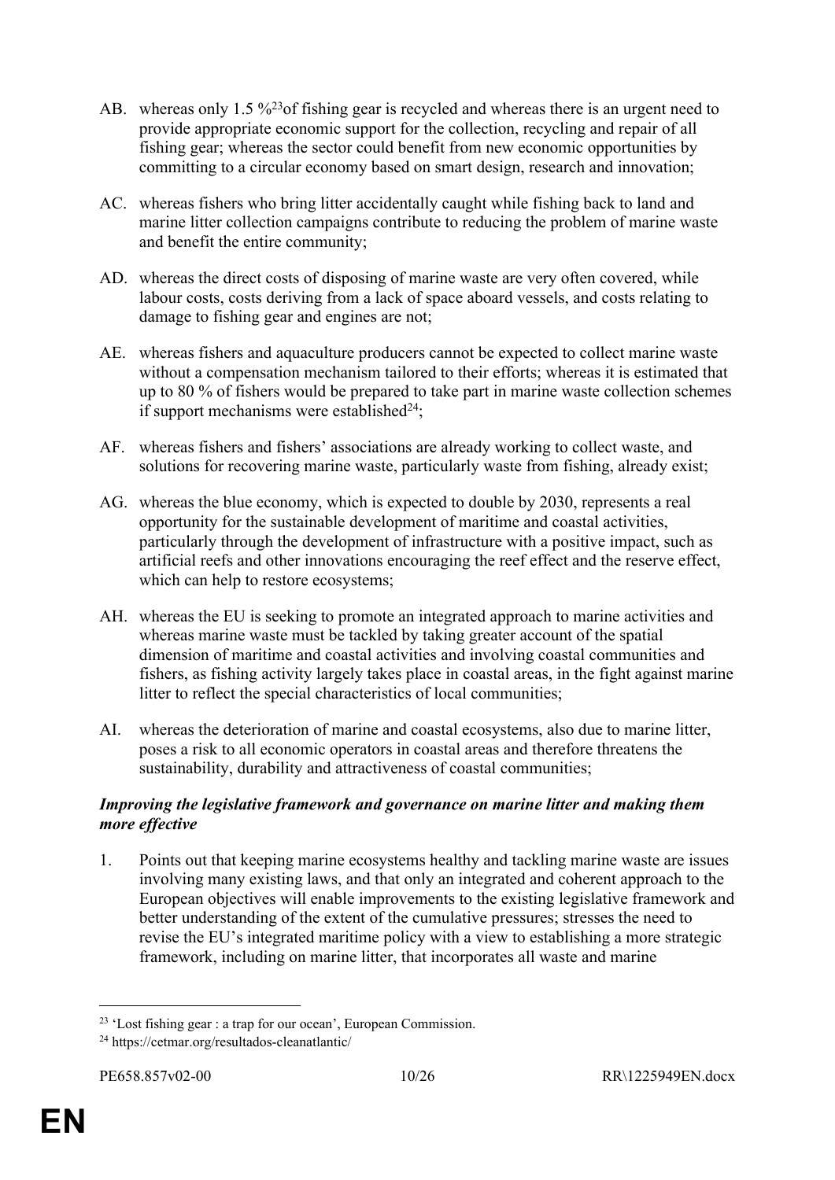AB. whereas only 1.5 %[23] of fishing gear is recycled and whereas there is an urgent need to provide appropriate economic support for the collection, recycling and repair of all fishing gear; whereas the sector could benefit from new economic opportunities by committing to a circular economy based on smart design, research and innovation;

AC. whereas fishers who bring litter accidentally caught while fishing back to land and marine litter collection campaigns contribute to reducing the problem of marine waste and benefit the entire community;

AD. whereas the direct costs of disposing of marine waste are very often covered, while labour costs, costs deriving from a lack of space aboard vessels, and costs relating to damage to fishing gear and engines are not;

AE. whereas fishers and aquaculture producers cannot be expected to collect marine waste without a compensation mechanism tailored to their efforts; whereas it is estimated that up to 80 % of fishers would be prepared to take part in marine waste collection schemes if support mechanisms were established[24];

AF. whereas fishers and fishers' associations are already working to collect waste, and solutions for recovering marine waste, particularly waste from fishing, already exist;

AG. whereas the blue economy, which is expected to double by 2030, represents a real opportunity for the sustainable development of maritime and coastal activities, particularly through the development of infrastructure with a positive impact, such as artificial reefs and other innovations encouraging the reef effect and the reserve effect, which can help to restore ecosystems;

AH. whereas the EU is seeking to promote an integrated approach to marine activities and whereas marine waste must be tackled by taking greater account of the spatial dimension of maritime and coastal activities and involving coastal communities and fishers, as fishing activity largely takes place in coastal areas, in the fight against marine litter to reflect the special characteristics of local communities;

AI. whereas the deterioration of marine and coastal ecosystems, also due to marine litter, poses a risk to all economic operators in coastal areas and therefore threatens the sustainability, durability and attractiveness of coastal communities;

***Improving the legislative framework and governance on marine litter and making them more effective***

1. Points out that keeping marine ecosystems healthy and tackling marine waste are issues involving many existing laws, and that only an integrated and coherent approach to the European objectives will enable improvements to the existing legislative framework and better understanding of the extent of the cumulative pressures; stresses the need to revise the EU's integrated maritime policy with a view to establishing a more strategic framework, including on marine litter, that incorporates all waste and marine

---

[23] 'Lost fishing gear : a trap for our ocean', European Commission.

[24] https://cetmar.org/resultados-cleanatlantic/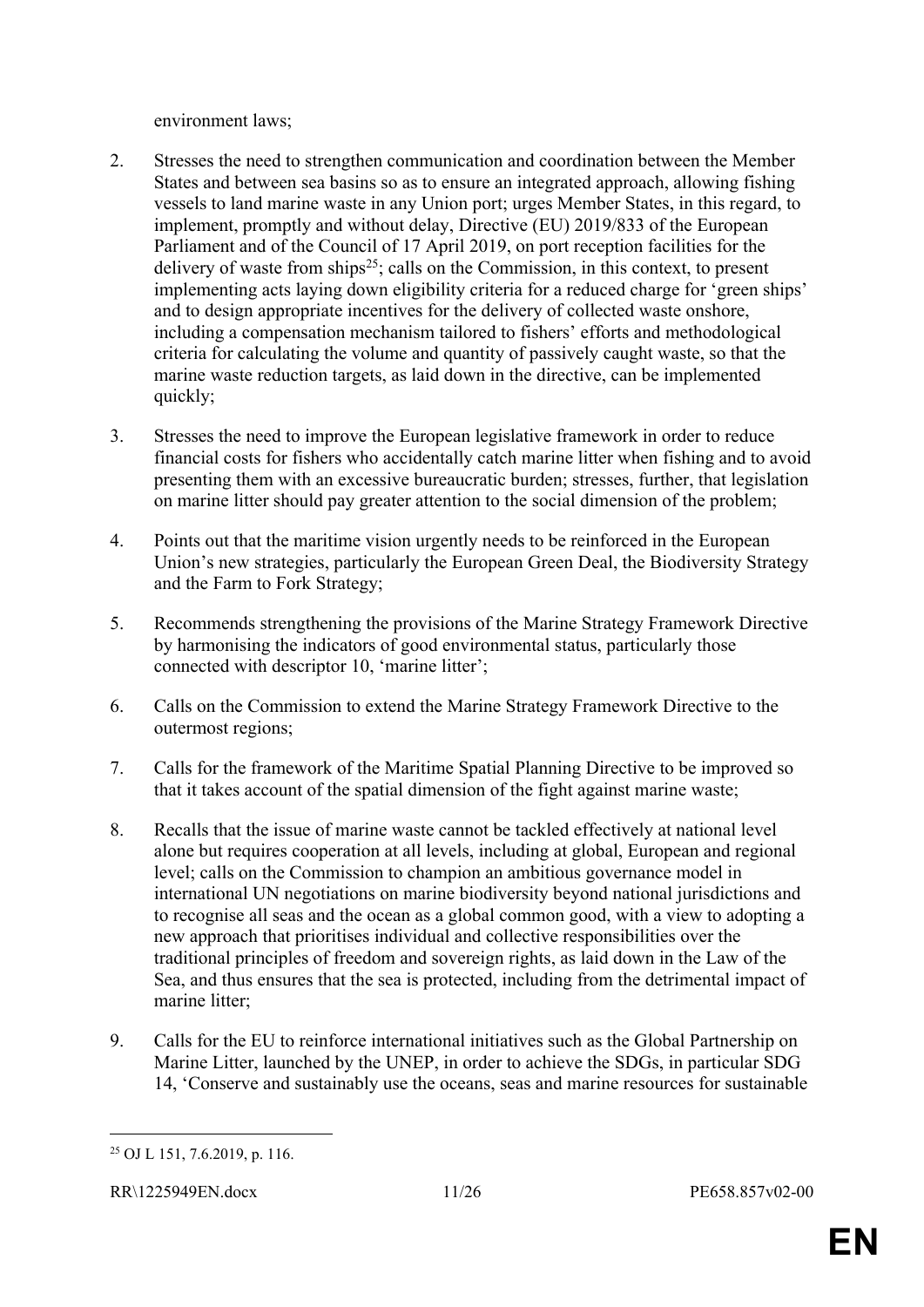environment laws;

2. Stresses the need to strengthen communication and coordination between the Member States and between sea basins so as to ensure an integrated approach, allowing fishing vessels to land marine waste in any Union port; urges Member States, in this regard, to implement, promptly and without delay, Directive (EU) 2019/833 of the European Parliament and of the Council of 17 April 2019, on port reception facilities for the delivery of waste from ships[25]; calls on the Commission, in this context, to present implementing acts laying down eligibility criteria for a reduced charge for 'green ships' and to design appropriate incentives for the delivery of collected waste onshore, including a compensation mechanism tailored to fishers' efforts and methodological criteria for calculating the volume and quantity of passively caught waste, so that the marine waste reduction targets, as laid down in the directive, can be implemented quickly;

3. Stresses the need to improve the European legislative framework in order to reduce financial costs for fishers who accidentally catch marine litter when fishing and to avoid presenting them with an excessive bureaucratic burden; stresses, further, that legislation on marine litter should pay greater attention to the social dimension of the problem;

4. Points out that the maritime vision urgently needs to be reinforced in the European Union's new strategies, particularly the European Green Deal, the Biodiversity Strategy and the Farm to Fork Strategy;

5. Recommends strengthening the provisions of the Marine Strategy Framework Directive by harmonising the indicators of good environmental status, particularly those connected with descriptor 10, 'marine litter';

6. Calls on the Commission to extend the Marine Strategy Framework Directive to the outermost regions;

7. Calls for the framework of the Maritime Spatial Planning Directive to be improved so that it takes account of the spatial dimension of the fight against marine waste;

8. Recalls that the issue of marine waste cannot be tackled effectively at national level alone but requires cooperation at all levels, including at global, European and regional level; calls on the Commission to champion an ambitious governance model in international UN negotiations on marine biodiversity beyond national jurisdictions and to recognise all seas and the ocean as a global common good, with a view to adopting a new approach that prioritises individual and collective responsibilities over the traditional principles of freedom and sovereign rights, as laid down in the Law of the Sea, and thus ensures that the sea is protected, including from the detrimental impact of marine litter;

9. Calls for the EU to reinforce international initiatives such as the Global Partnership on Marine Litter, launched by the UNEP, in order to achieve the SDGs, in particular SDG 14, 'Conserve and sustainably use the oceans, seas and marine resources for sustainable

---

[25] OJ L 151, 7.6.2019, p. 116.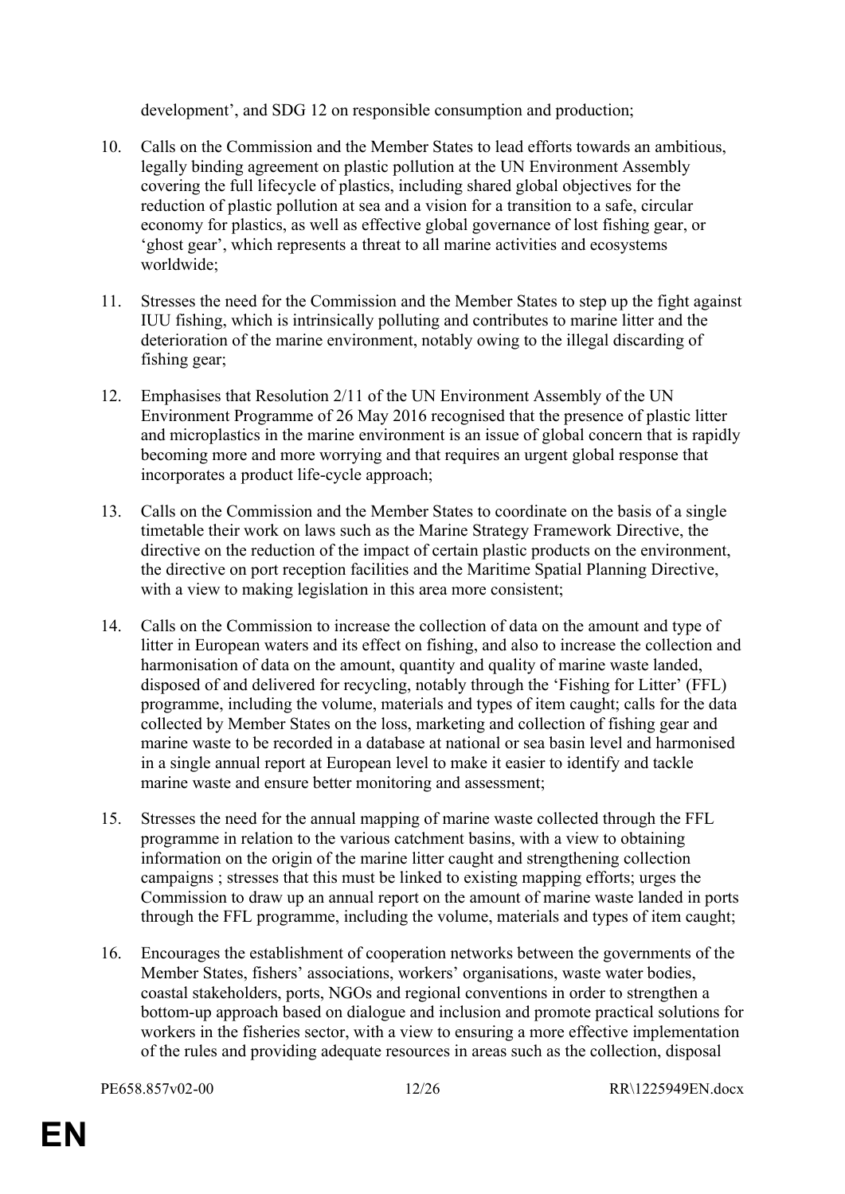development', and SDG 12 on responsible consumption and production;

10. Calls on the Commission and the Member States to lead efforts towards an ambitious, legally binding agreement on plastic pollution at the UN Environment Assembly covering the full lifecycle of plastics, including shared global objectives for the reduction of plastic pollution at sea and a vision for a transition to a safe, circular economy for plastics, as well as effective global governance of lost fishing gear, or 'ghost gear', which represents a threat to all marine activities and ecosystems worldwide;

11. Stresses the need for the Commission and the Member States to step up the fight against IUU fishing, which is intrinsically polluting and contributes to marine litter and the deterioration of the marine environment, notably owing to the illegal discarding of fishing gear;

12. Emphasises that Resolution 2/11 of the UN Environment Assembly of the UN Environment Programme of 26 May 2016 recognised that the presence of plastic litter and microplastics in the marine environment is an issue of global concern that is rapidly becoming more and more worrying and that requires an urgent global response that incorporates a product life-cycle approach;

13. Calls on the Commission and the Member States to coordinate on the basis of a single timetable their work on laws such as the Marine Strategy Framework Directive, the directive on the reduction of the impact of certain plastic products on the environment, the directive on port reception facilities and the Maritime Spatial Planning Directive, with a view to making legislation in this area more consistent;

14. Calls on the Commission to increase the collection of data on the amount and type of litter in European waters and its effect on fishing, and also to increase the collection and harmonisation of data on the amount, quantity and quality of marine waste landed, disposed of and delivered for recycling, notably through the 'Fishing for Litter' (FFL) programme, including the volume, materials and types of item caught; calls for the data collected by Member States on the loss, marketing and collection of fishing gear and marine waste to be recorded in a database at national or sea basin level and harmonised in a single annual report at European level to make it easier to identify and tackle marine waste and ensure better monitoring and assessment;

15. Stresses the need for the annual mapping of marine waste collected through the FFL programme in relation to the various catchment basins, with a view to obtaining information on the origin of the marine litter caught and strengthening collection campaigns ; stresses that this must be linked to existing mapping efforts; urges the Commission to draw up an annual report on the amount of marine waste landed in ports through the FFL programme, including the volume, materials and types of item caught;

16. Encourages the establishment of cooperation networks between the governments of the Member States, fishers' associations, workers' organisations, waste water bodies, coastal stakeholders, ports, NGOs and regional conventions in order to strengthen a bottom-up approach based on dialogue and inclusion and promote practical solutions for workers in the fisheries sector, with a view to ensuring a more effective implementation of the rules and providing adequate resources in areas such as the collection, disposal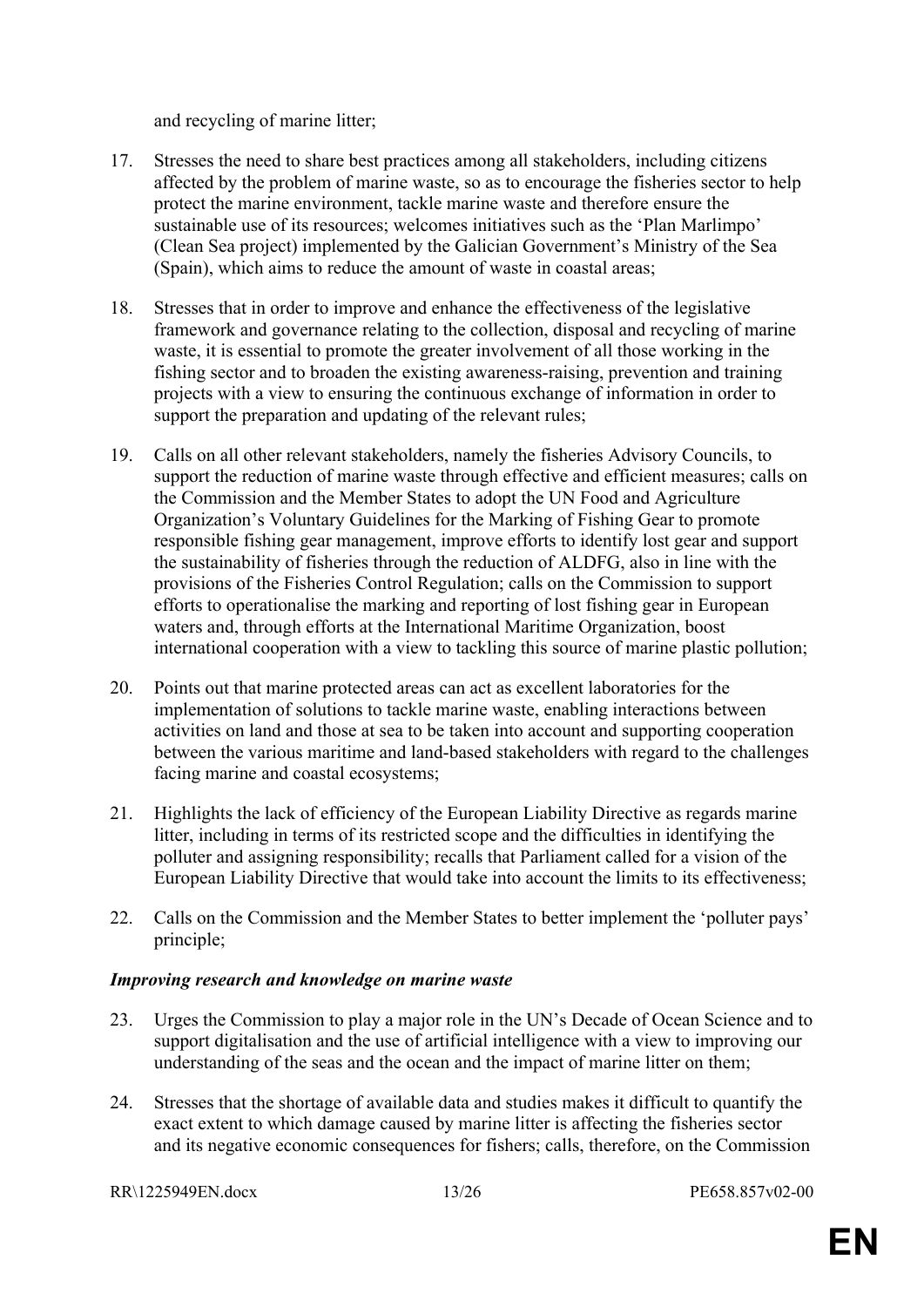and recycling of marine litter;

17. Stresses the need to share best practices among all stakeholders, including citizens affected by the problem of marine waste, so as to encourage the fisheries sector to help protect the marine environment, tackle marine waste and therefore ensure the sustainable use of its resources; welcomes initiatives such as the 'Plan Marlimpo' (Clean Sea project) implemented by the Galician Government's Ministry of the Sea (Spain), which aims to reduce the amount of waste in coastal areas;

18. Stresses that in order to improve and enhance the effectiveness of the legislative framework and governance relating to the collection, disposal and recycling of marine waste, it is essential to promote the greater involvement of all those working in the fishing sector and to broaden the existing awareness-raising, prevention and training projects with a view to ensuring the continuous exchange of information in order to support the preparation and updating of the relevant rules;

19. Calls on all other relevant stakeholders, namely the fisheries Advisory Councils, to support the reduction of marine waste through effective and efficient measures; calls on the Commission and the Member States to adopt the UN Food and Agriculture Organization's Voluntary Guidelines for the Marking of Fishing Gear to promote responsible fishing gear management, improve efforts to identify lost gear and support the sustainability of fisheries through the reduction of ALDFG, also in line with the provisions of the Fisheries Control Regulation; calls on the Commission to support efforts to operationalise the marking and reporting of lost fishing gear in European waters and, through efforts at the International Maritime Organization, boost international cooperation with a view to tackling this source of marine plastic pollution;

20. Points out that marine protected areas can act as excellent laboratories for the implementation of solutions to tackle marine waste, enabling interactions between activities on land and those at sea to be taken into account and supporting cooperation between the various maritime and land-based stakeholders with regard to the challenges facing marine and coastal ecosystems;

21. Highlights the lack of efficiency of the European Liability Directive as regards marine litter, including in terms of its restricted scope and the difficulties in identifying the polluter and assigning responsibility; recalls that Parliament called for a vision of the European Liability Directive that would take into account the limits to its effectiveness;

22. Calls on the Commission and the Member States to better implement the 'polluter pays' principle;

***Improving research and knowledge on marine waste***

23. Urges the Commission to play a major role in the UN's Decade of Ocean Science and to support digitalisation and the use of artificial intelligence with a view to improving our understanding of the seas and the ocean and the impact of marine litter on them;

24. Stresses that the shortage of available data and studies makes it difficult to quantify the exact extent to which damage caused by marine litter is affecting the fisheries sector and its negative economic consequences for fishers; calls, therefore, on the Commission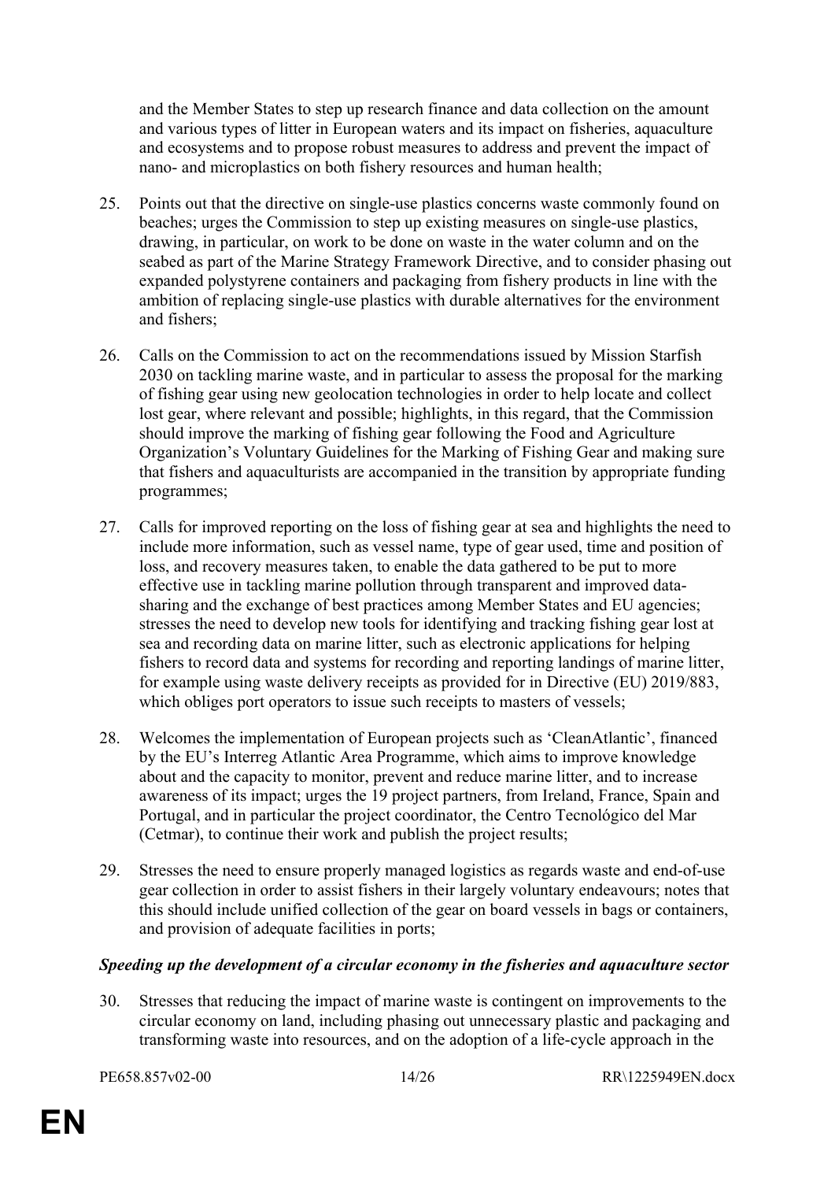and the Member States to step up research finance and data collection on the amount and various types of litter in European waters and its impact on fisheries, aquaculture and ecosystems and to propose robust measures to address and prevent the impact of nano- and microplastics on both fishery resources and human health;

25. Points out that the directive on single-use plastics concerns waste commonly found on beaches; urges the Commission to step up existing measures on single-use plastics, drawing, in particular, on work to be done on waste in the water column and on the seabed as part of the Marine Strategy Framework Directive, and to consider phasing out expanded polystyrene containers and packaging from fishery products in line with the ambition of replacing single-use plastics with durable alternatives for the environment and fishers;

26. Calls on the Commission to act on the recommendations issued by Mission Starfish 2030 on tackling marine waste, and in particular to assess the proposal for the marking of fishing gear using new geolocation technologies in order to help locate and collect lost gear, where relevant and possible; highlights, in this regard, that the Commission should improve the marking of fishing gear following the Food and Agriculture Organization's Voluntary Guidelines for the Marking of Fishing Gear and making sure that fishers and aquaculturists are accompanied in the transition by appropriate funding programmes;

27. Calls for improved reporting on the loss of fishing gear at sea and highlights the need to include more information, such as vessel name, type of gear used, time and position of loss, and recovery measures taken, to enable the data gathered to be put to more effective use in tackling marine pollution through transparent and improved data-sharing and the exchange of best practices among Member States and EU agencies; stresses the need to develop new tools for identifying and tracking fishing gear lost at sea and recording data on marine litter, such as electronic applications for helping fishers to record data and systems for recording and reporting landings of marine litter, for example using waste delivery receipts as provided for in Directive (EU) 2019/883, which obliges port operators to issue such receipts to masters of vessels;

28. Welcomes the implementation of European projects such as 'CleanAtlantic', financed by the EU's Interreg Atlantic Area Programme, which aims to improve knowledge about and the capacity to monitor, prevent and reduce marine litter, and to increase awareness of its impact; urges the 19 project partners, from Ireland, France, Spain and Portugal, and in particular the project coordinator, the Centro Tecnológico del Mar (Cetmar), to continue their work and publish the project results;

29. Stresses the need to ensure properly managed logistics as regards waste and end-of-use gear collection in order to assist fishers in their largely voluntary endeavours; notes that this should include unified collection of the gear on board vessels in bags or containers, and provision of adequate facilities in ports;

***Speeding up the development of a circular economy in the fisheries and aquaculture sector***

30. Stresses that reducing the impact of marine waste is contingent on improvements to the circular economy on land, including phasing out unnecessary plastic and packaging and transforming waste into resources, and on the adoption of a life-cycle approach in the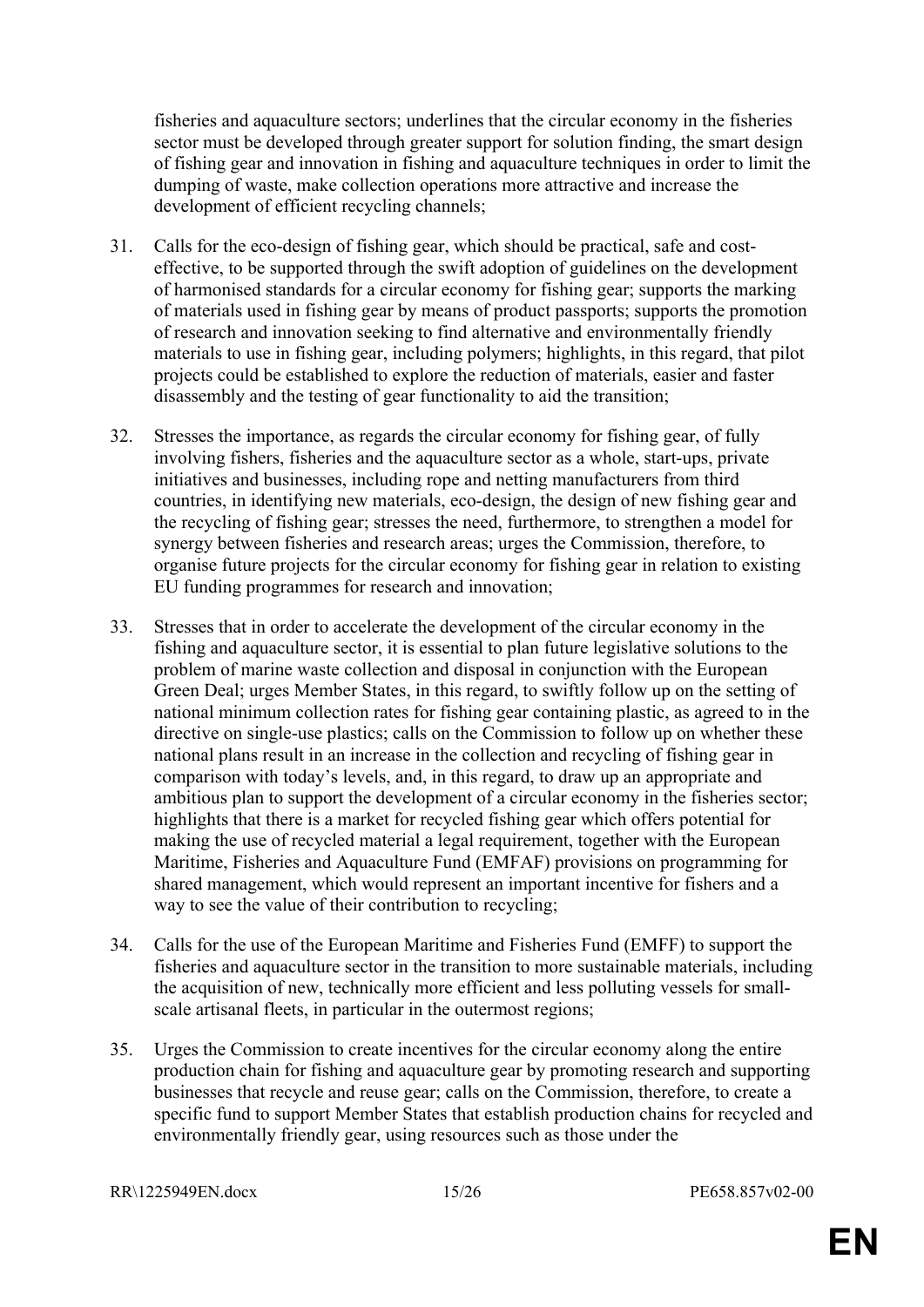fisheries and aquaculture sectors; underlines that the circular economy in the fisheries sector must be developed through greater support for solution finding, the smart design of fishing gear and innovation in fishing and aquaculture techniques in order to limit the dumping of waste, make collection operations more attractive and increase the development of efficient recycling channels;

31. Calls for the eco-design of fishing gear, which should be practical, safe and cost-effective, to be supported through the swift adoption of guidelines on the development of harmonised standards for a circular economy for fishing gear; supports the marking of materials used in fishing gear by means of product passports; supports the promotion of research and innovation seeking to find alternative and environmentally friendly materials to use in fishing gear, including polymers; highlights, in this regard, that pilot projects could be established to explore the reduction of materials, easier and faster disassembly and the testing of gear functionality to aid the transition;

32. Stresses the importance, as regards the circular economy for fishing gear, of fully involving fishers, fisheries and the aquaculture sector as a whole, start-ups, private initiatives and businesses, including rope and netting manufacturers from third countries, in identifying new materials, eco-design, the design of new fishing gear and the recycling of fishing gear; stresses the need, furthermore, to strengthen a model for synergy between fisheries and research areas; urges the Commission, therefore, to organise future projects for the circular economy for fishing gear in relation to existing EU funding programmes for research and innovation;

33. Stresses that in order to accelerate the development of the circular economy in the fishing and aquaculture sector, it is essential to plan future legislative solutions to the problem of marine waste collection and disposal in conjunction with the European Green Deal; urges Member States, in this regard, to swiftly follow up on the setting of national minimum collection rates for fishing gear containing plastic, as agreed to in the directive on single-use plastics; calls on the Commission to follow up on whether these national plans result in an increase in the collection and recycling of fishing gear in comparison with today's levels, and, in this regard, to draw up an appropriate and ambitious plan to support the development of a circular economy in the fisheries sector; highlights that there is a market for recycled fishing gear which offers potential for making the use of recycled material a legal requirement, together with the European Maritime, Fisheries and Aquaculture Fund (EMFAF) provisions on programming for shared management, which would represent an important incentive for fishers and a way to see the value of their contribution to recycling;

34. Calls for the use of the European Maritime and Fisheries Fund (EMFF) to support the fisheries and aquaculture sector in the transition to more sustainable materials, including the acquisition of new, technically more efficient and less polluting vessels for small-scale artisanal fleets, in particular in the outermost regions;

35. Urges the Commission to create incentives for the circular economy along the entire production chain for fishing and aquaculture gear by promoting research and supporting businesses that recycle and reuse gear; calls on the Commission, therefore, to create a specific fund to support Member States that establish production chains for recycled and environmentally friendly gear, using resources such as those under the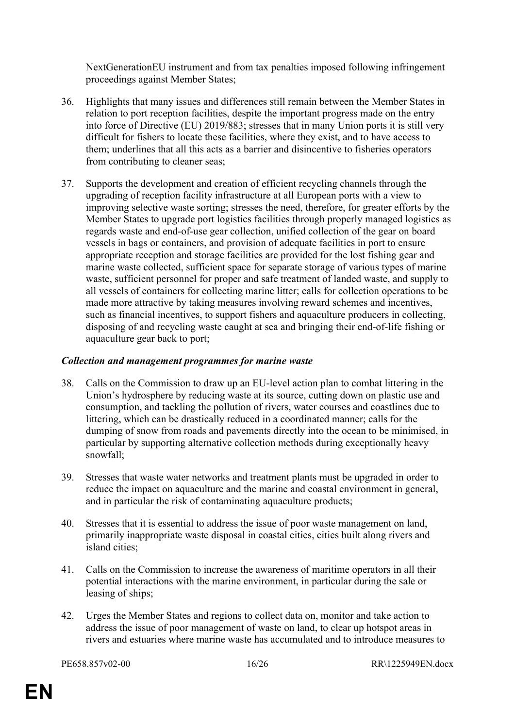NextGenerationEU instrument and from tax penalties imposed following infringement proceedings against Member States;

36. Highlights that many issues and differences still remain between the Member States in relation to port reception facilities, despite the important progress made on the entry into force of Directive (EU) 2019/883; stresses that in many Union ports it is still very difficult for fishers to locate these facilities, where they exist, and to have access to them; underlines that all this acts as a barrier and disincentive to fisheries operators from contributing to cleaner seas;

37. Supports the development and creation of efficient recycling channels through the upgrading of reception facility infrastructure at all European ports with a view to improving selective waste sorting; stresses the need, therefore, for greater efforts by the Member States to upgrade port logistics facilities through properly managed logistics as regards waste and end-of-use gear collection, unified collection of the gear on board vessels in bags or containers, and provision of adequate facilities in port to ensure appropriate reception and storage facilities are provided for the lost fishing gear and marine waste collected, sufficient space for separate storage of various types of marine waste, sufficient personnel for proper and safe treatment of landed waste, and supply to all vessels of containers for collecting marine litter; calls for collection operations to be made more attractive by taking measures involving reward schemes and incentives, such as financial incentives, to support fishers and aquaculture producers in collecting, disposing of and recycling waste caught at sea and bringing their end-of-life fishing or aquaculture gear back to port;

***Collection and management programmes for marine waste***

38. Calls on the Commission to draw up an EU-level action plan to combat littering in the Union's hydrosphere by reducing waste at its source, cutting down on plastic use and consumption, and tackling the pollution of rivers, water courses and coastlines due to littering, which can be drastically reduced in a coordinated manner; calls for the dumping of snow from roads and pavements directly into the ocean to be minimised, in particular by supporting alternative collection methods during exceptionally heavy snowfall;

39. Stresses that waste water networks and treatment plants must be upgraded in order to reduce the impact on aquaculture and the marine and coastal environment in general, and in particular the risk of contaminating aquaculture products;

40. Stresses that it is essential to address the issue of poor waste management on land, primarily inappropriate waste disposal in coastal cities, cities built along rivers and island cities;

41. Calls on the Commission to increase the awareness of maritime operators in all their potential interactions with the marine environment, in particular during the sale or leasing of ships;

42. Urges the Member States and regions to collect data on, monitor and take action to address the issue of poor management of waste on land, to clear up hotspot areas in rivers and estuaries where marine waste has accumulated and to introduce measures to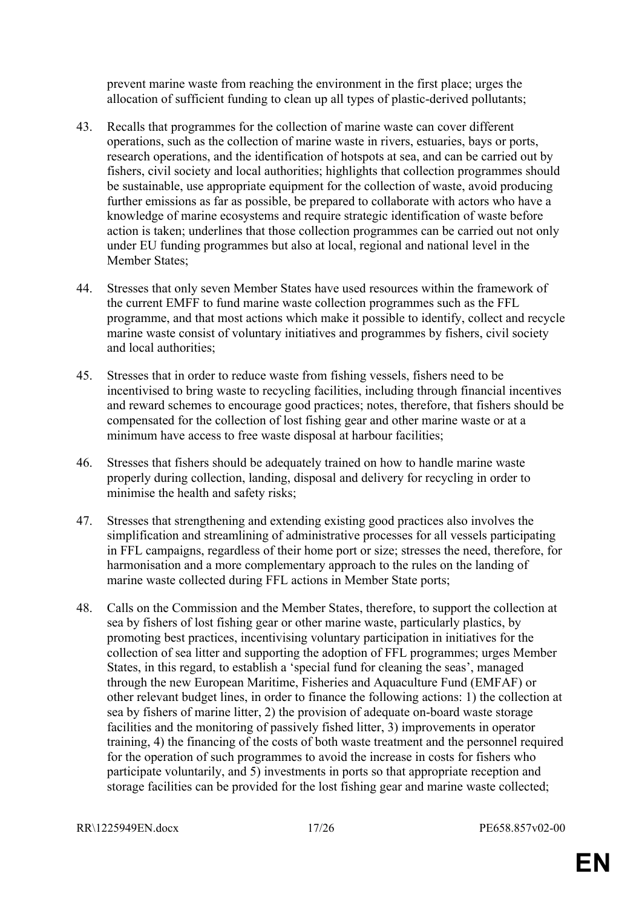prevent marine waste from reaching the environment in the first place; urges the allocation of sufficient funding to clean up all types of plastic-derived pollutants;

43. Recalls that programmes for the collection of marine waste can cover different operations, such as the collection of marine waste in rivers, estuaries, bays or ports, research operations, and the identification of hotspots at sea, and can be carried out by fishers, civil society and local authorities; highlights that collection programmes should be sustainable, use appropriate equipment for the collection of waste, avoid producing further emissions as far as possible, be prepared to collaborate with actors who have a knowledge of marine ecosystems and require strategic identification of waste before action is taken; underlines that those collection programmes can be carried out not only under EU funding programmes but also at local, regional and national level in the Member States;

44. Stresses that only seven Member States have used resources within the framework of the current EMFF to fund marine waste collection programmes such as the FFL programme, and that most actions which make it possible to identify, collect and recycle marine waste consist of voluntary initiatives and programmes by fishers, civil society and local authorities;

45. Stresses that in order to reduce waste from fishing vessels, fishers need to be incentivised to bring waste to recycling facilities, including through financial incentives and reward schemes to encourage good practices; notes, therefore, that fishers should be compensated for the collection of lost fishing gear and other marine waste or at a minimum have access to free waste disposal at harbour facilities;

46. Stresses that fishers should be adequately trained on how to handle marine waste properly during collection, landing, disposal and delivery for recycling in order to minimise the health and safety risks;

47. Stresses that strengthening and extending existing good practices also involves the simplification and streamlining of administrative processes for all vessels participating in FFL campaigns, regardless of their home port or size; stresses the need, therefore, for harmonisation and a more complementary approach to the rules on the landing of marine waste collected during FFL actions in Member State ports;

48. Calls on the Commission and the Member States, therefore, to support the collection at sea by fishers of lost fishing gear or other marine waste, particularly plastics, by promoting best practices, incentivising voluntary participation in initiatives for the collection of sea litter and supporting the adoption of FFL programmes; urges Member States, in this regard, to establish a 'special fund for cleaning the seas', managed through the new European Maritime, Fisheries and Aquaculture Fund (EMFAF) or other relevant budget lines, in order to finance the following actions: 1) the collection at sea by fishers of marine litter, 2) the provision of adequate on-board waste storage facilities and the monitoring of passively fished litter, 3) improvements in operator training, 4) the financing of the costs of both waste treatment and the personnel required for the operation of such programmes to avoid the increase in costs for fishers who participate voluntarily, and 5) investments in ports so that appropriate reception and storage facilities can be provided for the lost fishing gear and marine waste collected;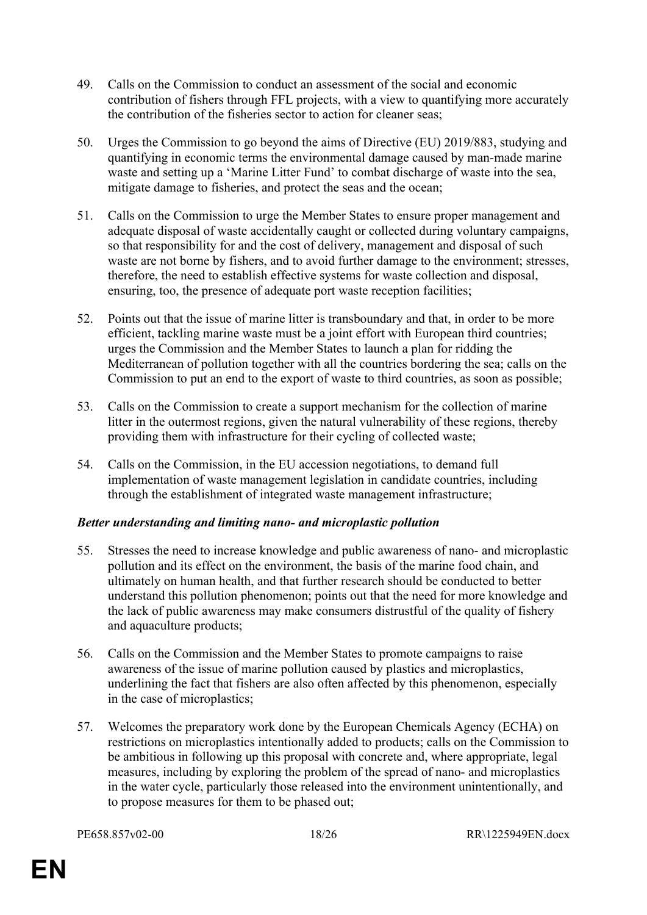49. Calls on the Commission to conduct an assessment of the social and economic contribution of fishers through FFL projects, with a view to quantifying more accurately the contribution of the fisheries sector to action for cleaner seas;

50. Urges the Commission to go beyond the aims of Directive (EU) 2019/883, studying and quantifying in economic terms the environmental damage caused by man-made marine waste and setting up a 'Marine Litter Fund' to combat discharge of waste into the sea, mitigate damage to fisheries, and protect the seas and the ocean;

51. Calls on the Commission to urge the Member States to ensure proper management and adequate disposal of waste accidentally caught or collected during voluntary campaigns, so that responsibility for and the cost of delivery, management and disposal of such waste are not borne by fishers, and to avoid further damage to the environment; stresses, therefore, the need to establish effective systems for waste collection and disposal, ensuring, too, the presence of adequate port waste reception facilities;

52. Points out that the issue of marine litter is transboundary and that, in order to be more efficient, tackling marine waste must be a joint effort with European third countries; urges the Commission and the Member States to launch a plan for ridding the Mediterranean of pollution together with all the countries bordering the sea; calls on the Commission to put an end to the export of waste to third countries, as soon as possible;

53. Calls on the Commission to create a support mechanism for the collection of marine litter in the outermost regions, given the natural vulnerability of these regions, thereby providing them with infrastructure for their cycling of collected waste;

54. Calls on the Commission, in the EU accession negotiations, to demand full implementation of waste management legislation in candidate countries, including through the establishment of integrated waste management infrastructure;

***Better understanding and limiting nano- and microplastic pollution***

55. Stresses the need to increase knowledge and public awareness of nano- and microplastic pollution and its effect on the environment, the basis of the marine food chain, and ultimately on human health, and that further research should be conducted to better understand this pollution phenomenon; points out that the need for more knowledge and the lack of public awareness may make consumers distrustful of the quality of fishery and aquaculture products;

56. Calls on the Commission and the Member States to promote campaigns to raise awareness of the issue of marine pollution caused by plastics and microplastics, underlining the fact that fishers are also often affected by this phenomenon, especially in the case of microplastics;

57. Welcomes the preparatory work done by the European Chemicals Agency (ECHA) on restrictions on microplastics intentionally added to products; calls on the Commission to be ambitious in following up this proposal with concrete and, where appropriate, legal measures, including by exploring the problem of the spread of nano- and microplastics in the water cycle, particularly those released into the environment unintentionally, and to propose measures for them to be phased out;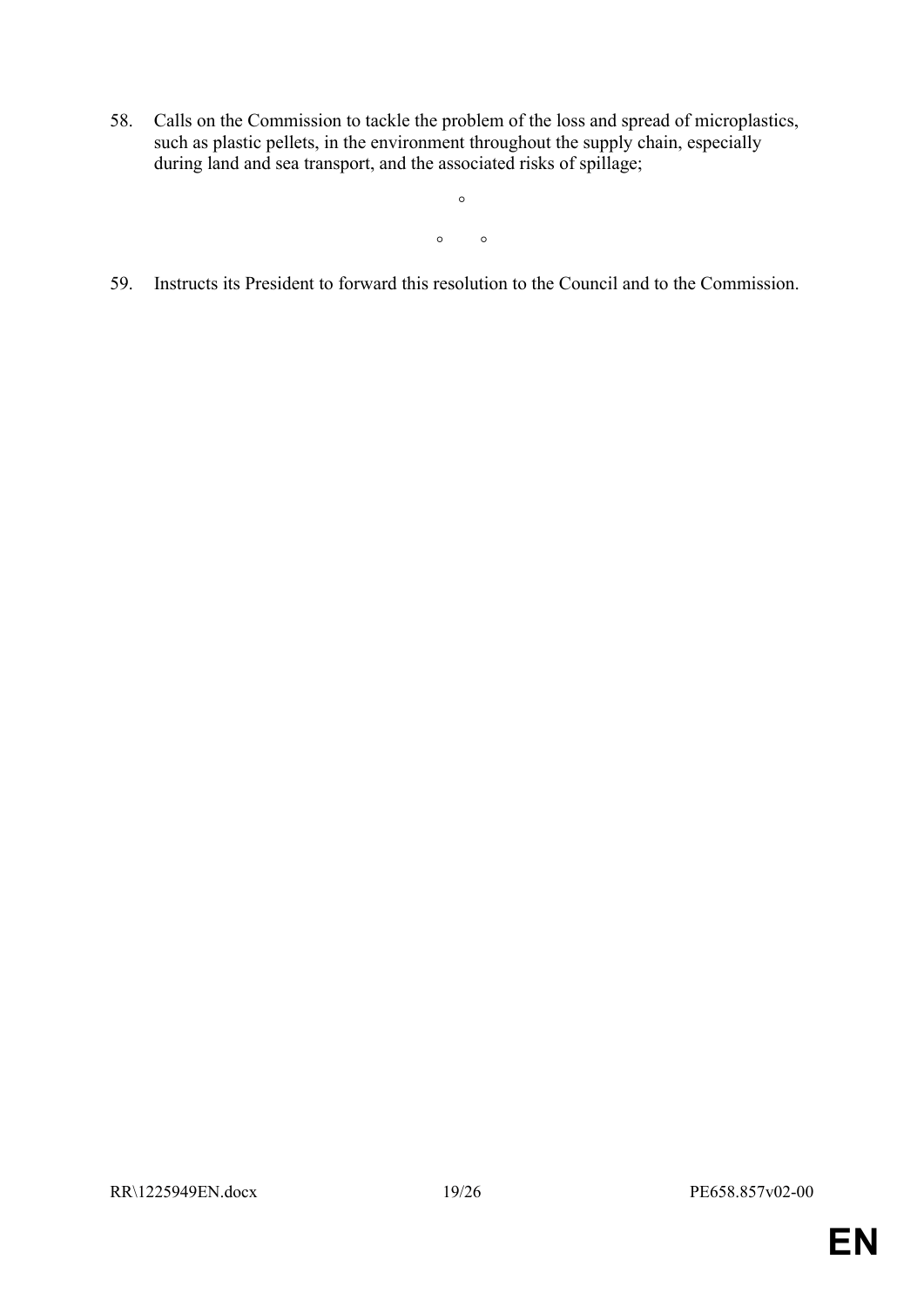58. Calls on the Commission to tackle the problem of the loss and spread of microplastics, such as plastic pellets, in the environment throughout the supply chain, especially during land and sea transport, and the associated risks of spillage;

°

° °

59. Instructs its President to forward this resolution to the Council and to the Commission.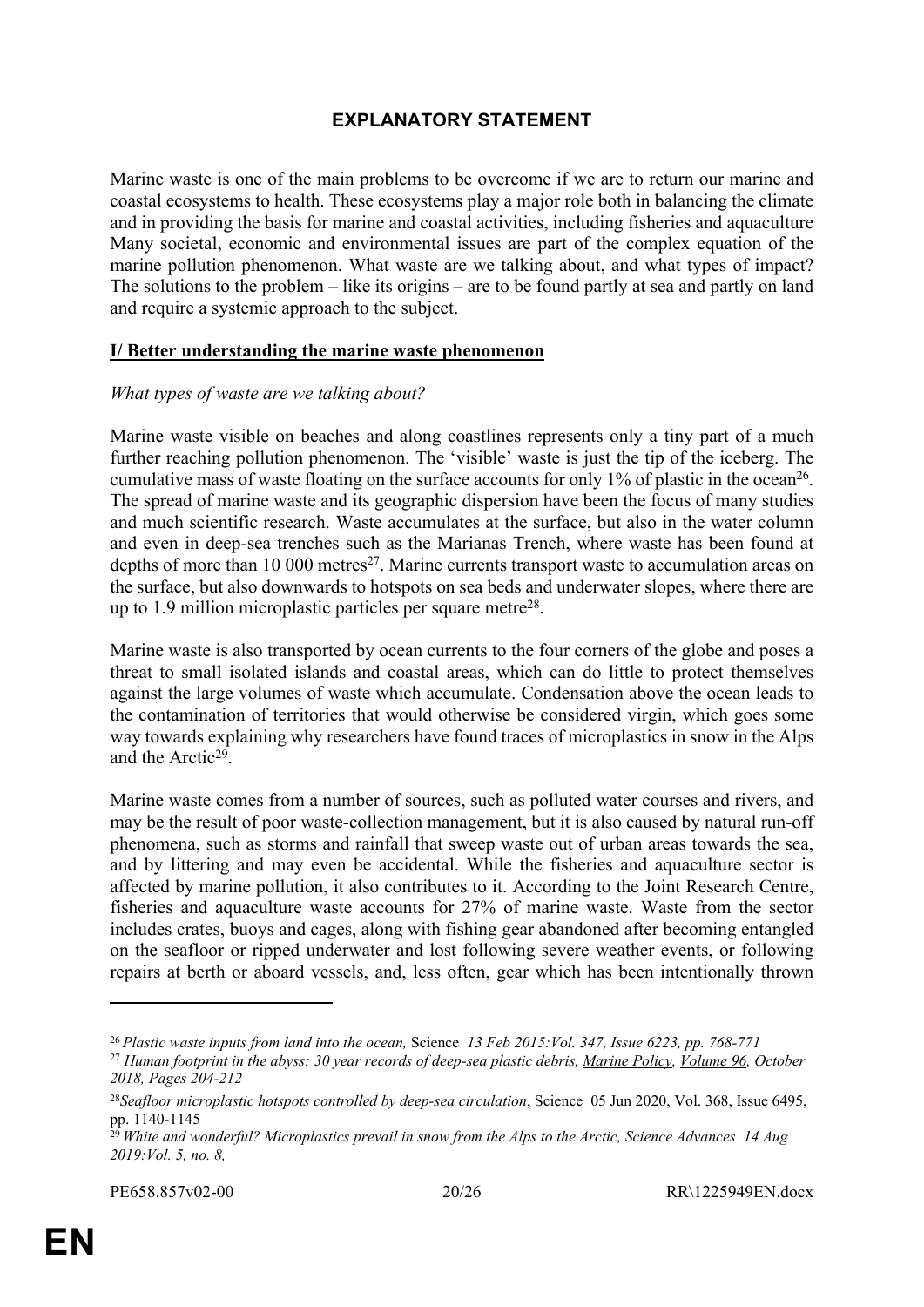## EXPLANATORY STATEMENT

Marine waste is one of the main problems to be overcome if we are to return our marine and coastal ecosystems to health. These ecosystems play a major role both in balancing the climate and in providing the basis for marine and coastal activities, including fisheries and aquaculture Many societal, economic and environmental issues are part of the complex equation of the marine pollution phenomenon. What waste are we talking about, and what types of impact? The solutions to the problem – like its origins – are to be found partly at sea and partly on land and require a systemic approach to the subject.

### I/ Better understanding the marine waste phenomenon

*What types of waste are we talking about?*

Marine waste visible on beaches and along coastlines represents only a tiny part of a much further reaching pollution phenomenon. The 'visible' waste is just the tip of the iceberg. The cumulative mass of waste floating on the surface accounts for only 1% of plastic in the ocean[26]. The spread of marine waste and its geographic dispersion have been the focus of many studies and much scientific research. Waste accumulates at the surface, but also in the water column and even in deep-sea trenches such as the Marianas Trench, where waste has been found at depths of more than 10 000 metres[27]. Marine currents transport waste to accumulation areas on the surface, but also downwards to hotspots on sea beds and underwater slopes, where there are up to 1.9 million microplastic particles per square metre[28].

Marine waste is also transported by ocean currents to the four corners of the globe and poses a threat to small isolated islands and coastal areas, which can do little to protect themselves against the large volumes of waste which accumulate. Condensation above the ocean leads to the contamination of territories that would otherwise be considered virgin, which goes some way towards explaining why researchers have found traces of microplastics in snow in the Alps and the Arctic[29].

Marine waste comes from a number of sources, such as polluted water courses and rivers, and may be the result of poor waste-collection management, but it is also caused by natural run-off phenomena, such as storms and rainfall that sweep waste out of urban areas towards the sea, and by littering and may even be accidental. While the fisheries and aquaculture sector is affected by marine pollution, it also contributes to it. According to the Joint Research Centre, fisheries and aquaculture waste accounts for 27% of marine waste. Waste from the sector includes crates, buoys and cages, along with fishing gear abandoned after becoming entangled on the seafloor or ripped underwater and lost following severe weather events, or following repairs at berth or aboard vessels, and, less often, gear which has been intentionally thrown

---

[26] *Plastic waste inputs from land into the ocean,* Science *13 Feb 2015:Vol. 347, Issue 6223, pp. 768-771*

[27] *Human footprint in the abyss: 30 year records of deep-sea plastic debris, Marine Policy, Volume 96, October 2018, Pages 204-212*

[28] *Seafloor microplastic hotspots controlled by deep-sea circulation*, Science 05 Jun 2020, Vol. 368, Issue 6495, pp. 1140-1145

[29] *White and wonderful? Microplastics prevail in snow from the Alps to the Arctic, Science Advances 14 Aug 2019:Vol. 5, no. 8,*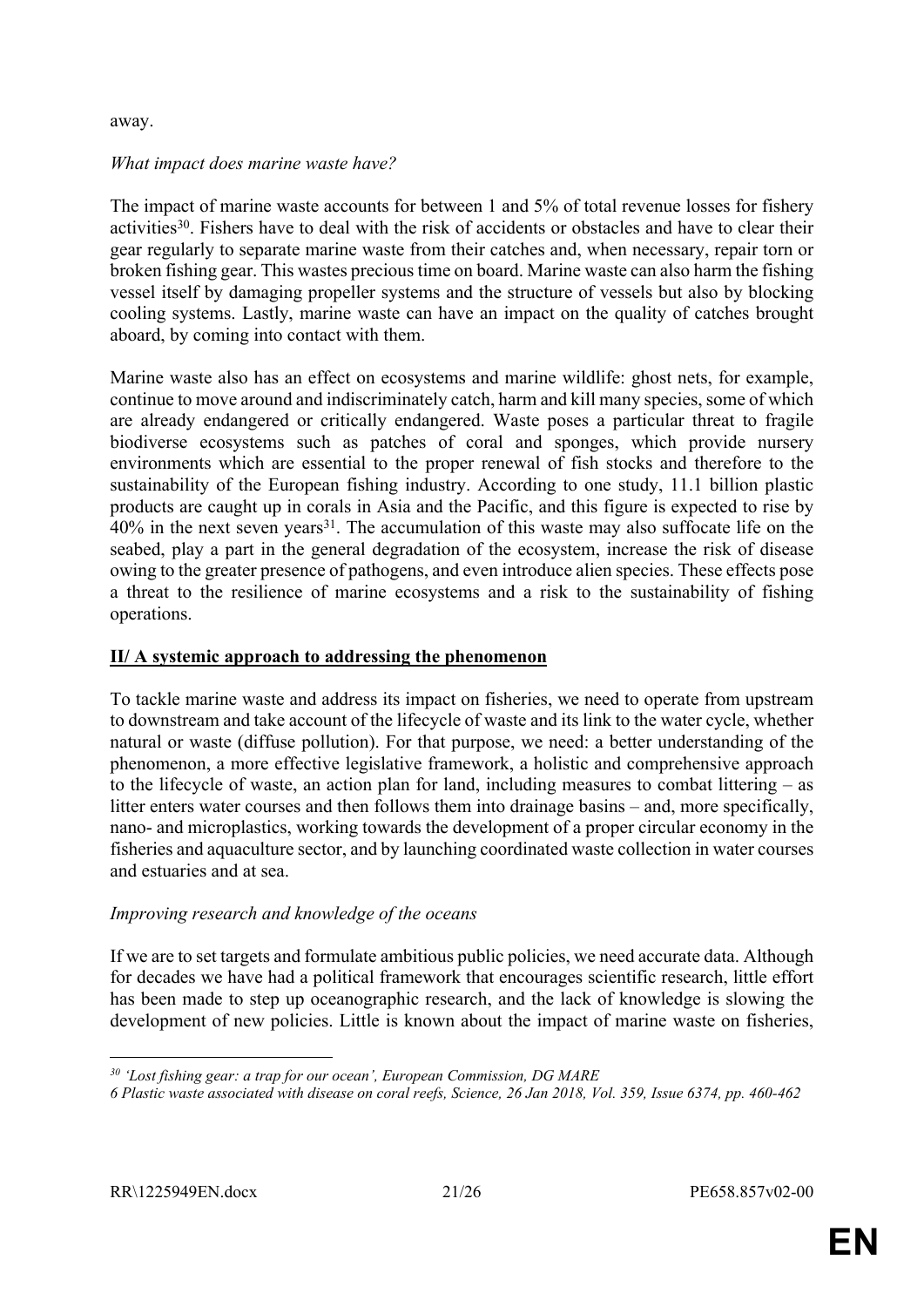away.

*What impact does marine waste have?*

The impact of marine waste accounts for between 1 and 5% of total revenue losses for fishery activities[30]. Fishers have to deal with the risk of accidents or obstacles and have to clear their gear regularly to separate marine waste from their catches and, when necessary, repair torn or broken fishing gear. This wastes precious time on board. Marine waste can also harm the fishing vessel itself by damaging propeller systems and the structure of vessels but also by blocking cooling systems. Lastly, marine waste can have an impact on the quality of catches brought aboard, by coming into contact with them.

Marine waste also has an effect on ecosystems and marine wildlife: ghost nets, for example, continue to move around and indiscriminately catch, harm and kill many species, some of which are already endangered or critically endangered. Waste poses a particular threat to fragile biodiverse ecosystems such as patches of coral and sponges, which provide nursery environments which are essential to the proper renewal of fish stocks and therefore to the sustainability of the European fishing industry. According to one study, 11.1 billion plastic products are caught up in corals in Asia and the Pacific, and this figure is expected to rise by 40% in the next seven years[31]. The accumulation of this waste may also suffocate life on the seabed, play a part in the general degradation of the ecosystem, increase the risk of disease owing to the greater presence of pathogens, and even introduce alien species. These effects pose a threat to the resilience of marine ecosystems and a risk to the sustainability of fishing operations.

## **II/ A systemic approach to addressing the phenomenon**

To tackle marine waste and address its impact on fisheries, we need to operate from upstream to downstream and take account of the lifecycle of waste and its link to the water cycle, whether natural or waste (diffuse pollution). For that purpose, we need: a better understanding of the phenomenon, a more effective legislative framework, a holistic and comprehensive approach to the lifecycle of waste, an action plan for land, including measures to combat littering – as litter enters water courses and then follows them into drainage basins – and, more specifically, nano- and microplastics, working towards the development of a proper circular economy in the fisheries and aquaculture sector, and by launching coordinated waste collection in water courses and estuaries and at sea.

*Improving research and knowledge of the oceans*

If we are to set targets and formulate ambitious public policies, we need accurate data. Although for decades we have had a political framework that encourages scientific research, little effort has been made to step up oceanographic research, and the lack of knowledge is slowing the development of new policies. Little is known about the impact of marine waste on fisheries,

---

*[30] 'Lost fishing gear: a trap for our ocean', European Commission, DG MARE*

*6 Plastic waste associated with disease on coral reefs, Science, 26 Jan 2018, Vol. 359, Issue 6374, pp. 460-462*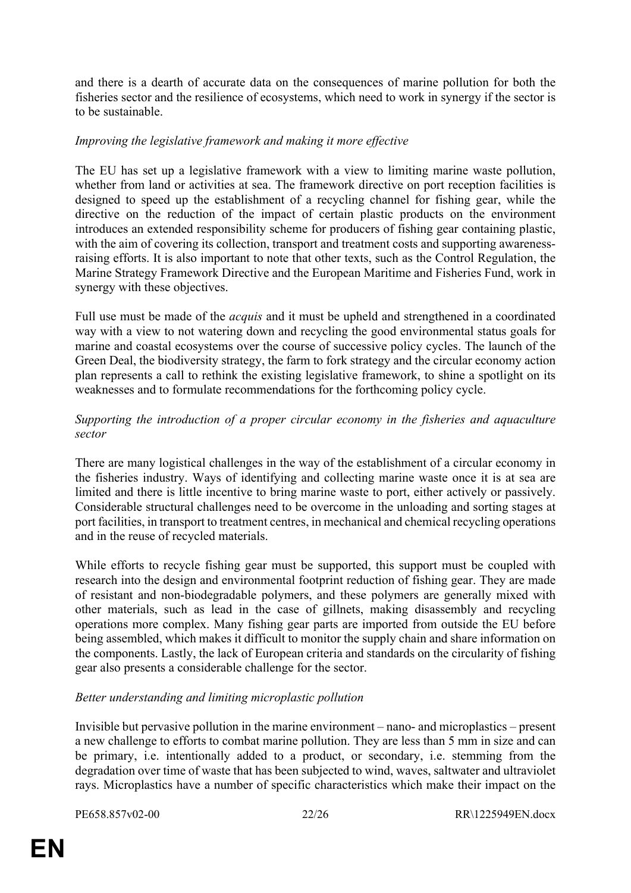and there is a dearth of accurate data on the consequences of marine pollution for both the fisheries sector and the resilience of ecosystems, which need to work in synergy if the sector is to be sustainable.

*Improving the legislative framework and making it more effective*

The EU has set up a legislative framework with a view to limiting marine waste pollution, whether from land or activities at sea. The framework directive on port reception facilities is designed to speed up the establishment of a recycling channel for fishing gear, while the directive on the reduction of the impact of certain plastic products on the environment introduces an extended responsibility scheme for producers of fishing gear containing plastic, with the aim of covering its collection, transport and treatment costs and supporting awareness-raising efforts. It is also important to note that other texts, such as the Control Regulation, the Marine Strategy Framework Directive and the European Maritime and Fisheries Fund, work in synergy with these objectives.

Full use must be made of the *acquis* and it must be upheld and strengthened in a coordinated way with a view to not watering down and recycling the good environmental status goals for marine and coastal ecosystems over the course of successive policy cycles. The launch of the Green Deal, the biodiversity strategy, the farm to fork strategy and the circular economy action plan represents a call to rethink the existing legislative framework, to shine a spotlight on its weaknesses and to formulate recommendations for the forthcoming policy cycle.

*Supporting the introduction of a proper circular economy in the fisheries and aquaculture sector*

There are many logistical challenges in the way of the establishment of a circular economy in the fisheries industry. Ways of identifying and collecting marine waste once it is at sea are limited and there is little incentive to bring marine waste to port, either actively or passively. Considerable structural challenges need to be overcome in the unloading and sorting stages at port facilities, in transport to treatment centres, in mechanical and chemical recycling operations and in the reuse of recycled materials.

While efforts to recycle fishing gear must be supported, this support must be coupled with research into the design and environmental footprint reduction of fishing gear. They are made of resistant and non-biodegradable polymers, and these polymers are generally mixed with other materials, such as lead in the case of gillnets, making disassembly and recycling operations more complex. Many fishing gear parts are imported from outside the EU before being assembled, which makes it difficult to monitor the supply chain and share information on the components. Lastly, the lack of European criteria and standards on the circularity of fishing gear also presents a considerable challenge for the sector.

*Better understanding and limiting microplastic pollution*

Invisible but pervasive pollution in the marine environment – nano- and microplastics – present a new challenge to efforts to combat marine pollution. They are less than 5 mm in size and can be primary, i.e. intentionally added to a product, or secondary, i.e. stemming from the degradation over time of waste that has been subjected to wind, waves, saltwater and ultraviolet rays. Microplastics have a number of specific characteristics which make their impact on the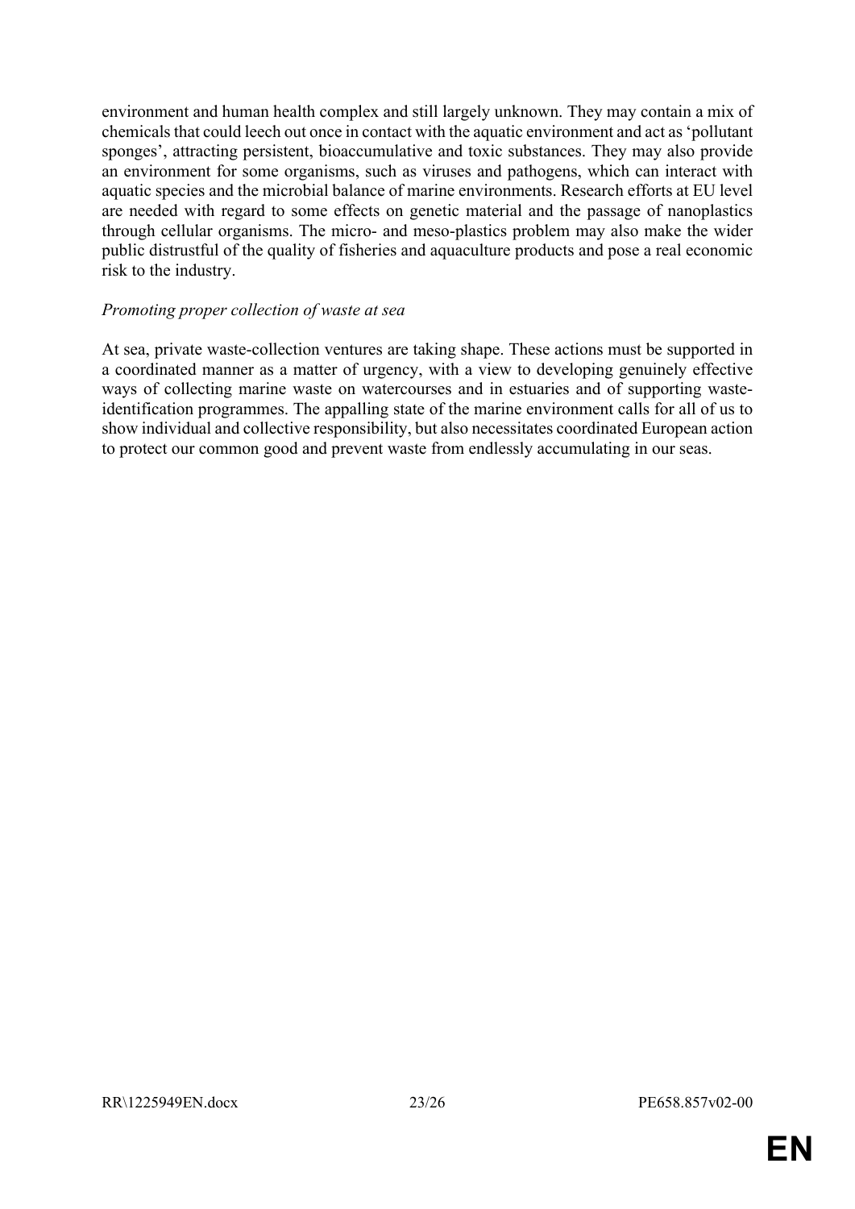environment and human health complex and still largely unknown. They may contain a mix of chemicals that could leech out once in contact with the aquatic environment and act as 'pollutant sponges', attracting persistent, bioaccumulative and toxic substances. They may also provide an environment for some organisms, such as viruses and pathogens, which can interact with aquatic species and the microbial balance of marine environments. Research efforts at EU level are needed with regard to some effects on genetic material and the passage of nanoplastics through cellular organisms. The micro- and meso-plastics problem may also make the wider public distrustful of the quality of fisheries and aquaculture products and pose a real economic risk to the industry.

*Promoting proper collection of waste at sea*

At sea, private waste-collection ventures are taking shape. These actions must be supported in a coordinated manner as a matter of urgency, with a view to developing genuinely effective ways of collecting marine waste on watercourses and in estuaries and of supporting waste-identification programmes. The appalling state of the marine environment calls for all of us to show individual and collective responsibility, but also necessitates coordinated European action to protect our common good and prevent waste from endlessly accumulating in our seas.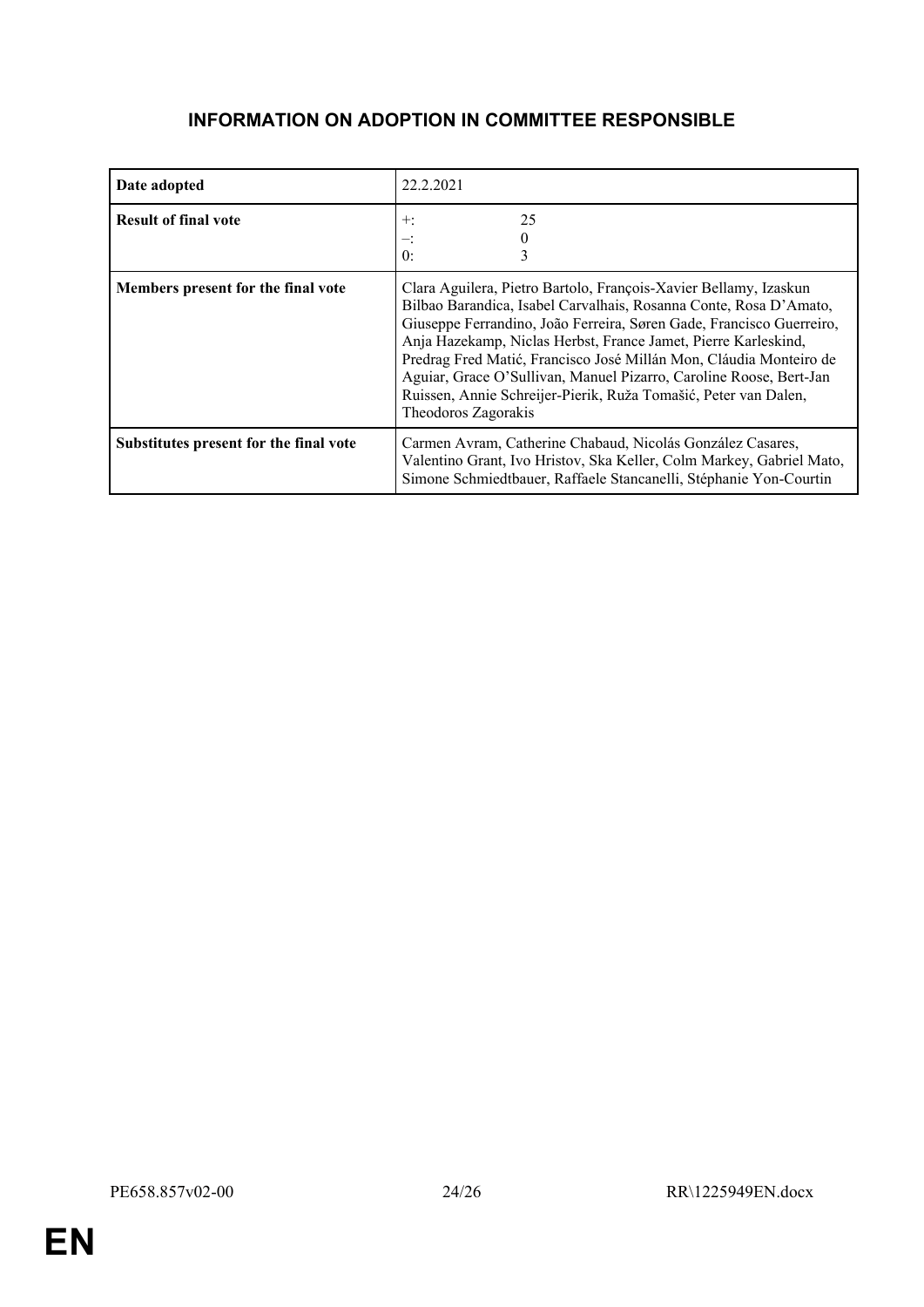# INFORMATION ON ADOPTION IN COMMITTEE RESPONSIBLE

| | |
|---|---|
| **Date adopted** | 22.2.2021 |
| **Result of final vote** | +: 25<br>–: 0<br>0: 3 |
| **Members present for the final vote** | Clara Aguilera, Pietro Bartolo, François-Xavier Bellamy, Izaskun Bilbao Barandica, Isabel Carvalhais, Rosanna Conte, Rosa D'Amato, Giuseppe Ferrandino, João Ferreira, Søren Gade, Francisco Guerreiro, Anja Hazekamp, Niclas Herbst, France Jamet, Pierre Karleskind, Predrag Fred Matić, Francisco José Millán Mon, Cláudia Monteiro de Aguiar, Grace O'Sullivan, Manuel Pizarro, Caroline Roose, Bert-Jan Ruissen, Annie Schreijer-Pierik, Ruža Tomašić, Peter van Dalen, Theodoros Zagorakis |
| **Substitutes present for the final vote** | Carmen Avram, Catherine Chabaud, Nicolás González Casares, Valentino Grant, Ivo Hristov, Ska Keller, Colm Markey, Gabriel Mato, Simone Schmiedtbauer, Raffaele Stancanelli, Stéphanie Yon-Courtin |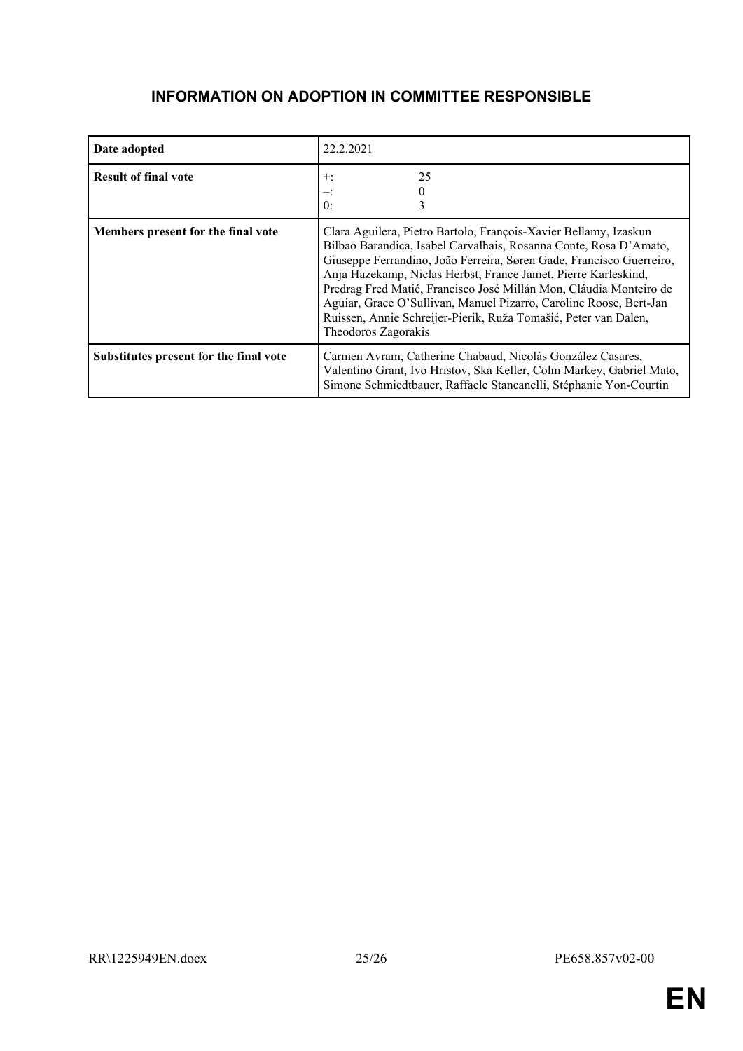## INFORMATION ON ADOPTION IN COMMITTEE RESPONSIBLE

| | |
|---|---|
| **Date adopted** | 22.2.2021 |
| **Result of final vote** | +: 25<br>–: 0<br>0: 3 |
| **Members present for the final vote** | Clara Aguilera, Pietro Bartolo, François-Xavier Bellamy, Izaskun Bilbao Barandica, Isabel Carvalhais, Rosanna Conte, Rosa D'Amato, Giuseppe Ferrandino, João Ferreira, Søren Gade, Francisco Guerreiro, Anja Hazekamp, Niclas Herbst, France Jamet, Pierre Karleskind, Predrag Fred Matić, Francisco José Millán Mon, Cláudia Monteiro de Aguiar, Grace O'Sullivan, Manuel Pizarro, Caroline Roose, Bert-Jan Ruissen, Annie Schreijer-Pierik, Ruža Tomašić, Peter van Dalen, Theodoros Zagorakis |
| **Substitutes present for the final vote** | Carmen Avram, Catherine Chabaud, Nicolás González Casares, Valentino Grant, Ivo Hristov, Ska Keller, Colm Markey, Gabriel Mato, Simone Schmiedtbauer, Raffaele Stancanelli, Stéphanie Yon-Courtin |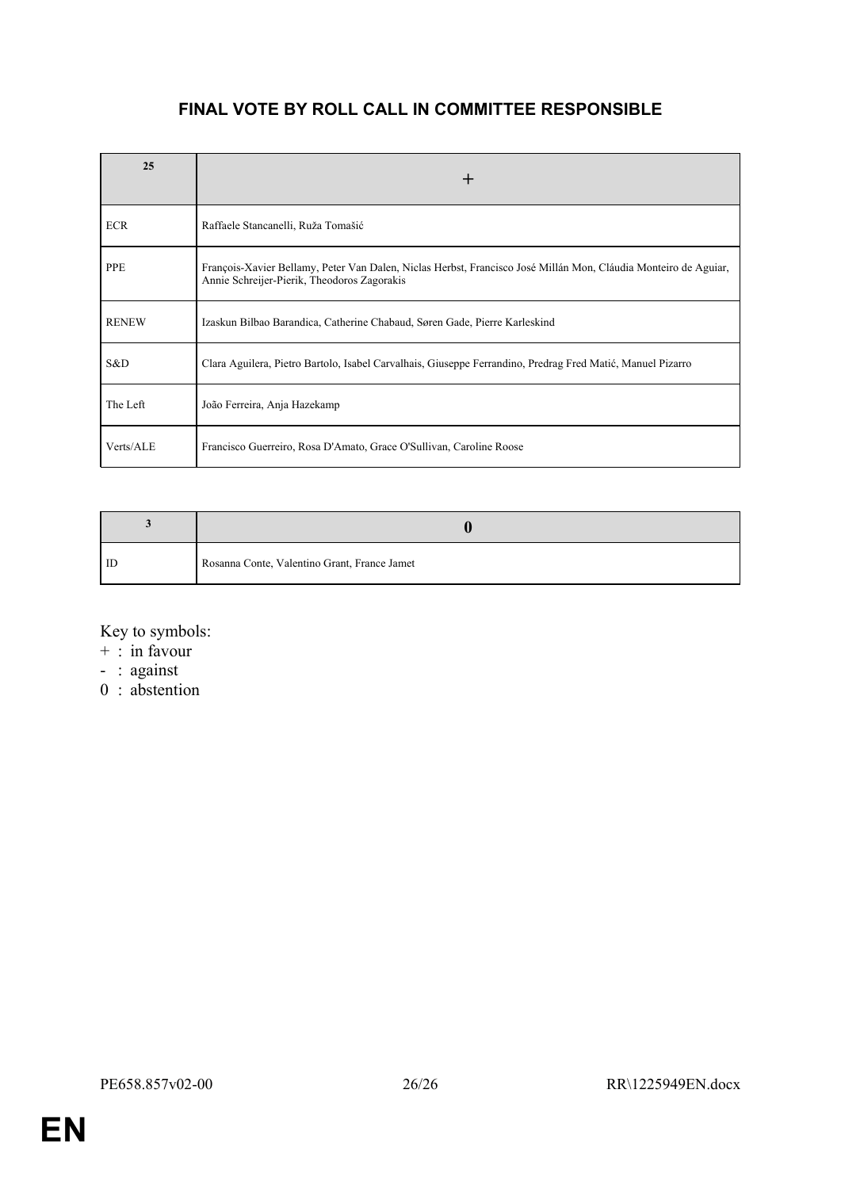## FINAL VOTE BY ROLL CALL IN COMMITTEE RESPONSIBLE

| 25 | + |
|---|---|
| ECR | Raffaele Stancanelli, Ruža Tomašić |
| PPE | François-Xavier Bellamy, Peter Van Dalen, Niclas Herbst, Francisco José Millán Mon, Cláudia Monteiro de Aguiar, Annie Schreijer-Pierik, Theodoros Zagorakis |
| RENEW | Izaskun Bilbao Barandica, Catherine Chabaud, Søren Gade, Pierre Karleskind |
| S&D | Clara Aguilera, Pietro Bartolo, Isabel Carvalhais, Giuseppe Ferrandino, Predrag Fred Matić, Manuel Pizarro |
| The Left | João Ferreira, Anja Hazekamp |
| Verts/ALE | Francisco Guerreiro, Rosa D'Amato, Grace O'Sullivan, Caroline Roose |

| 3 | 0 |
|---|---|
| ID | Rosanna Conte, Valentino Grant, France Jamet |

Key to symbols:
+ : in favour
- : against
0 : abstention